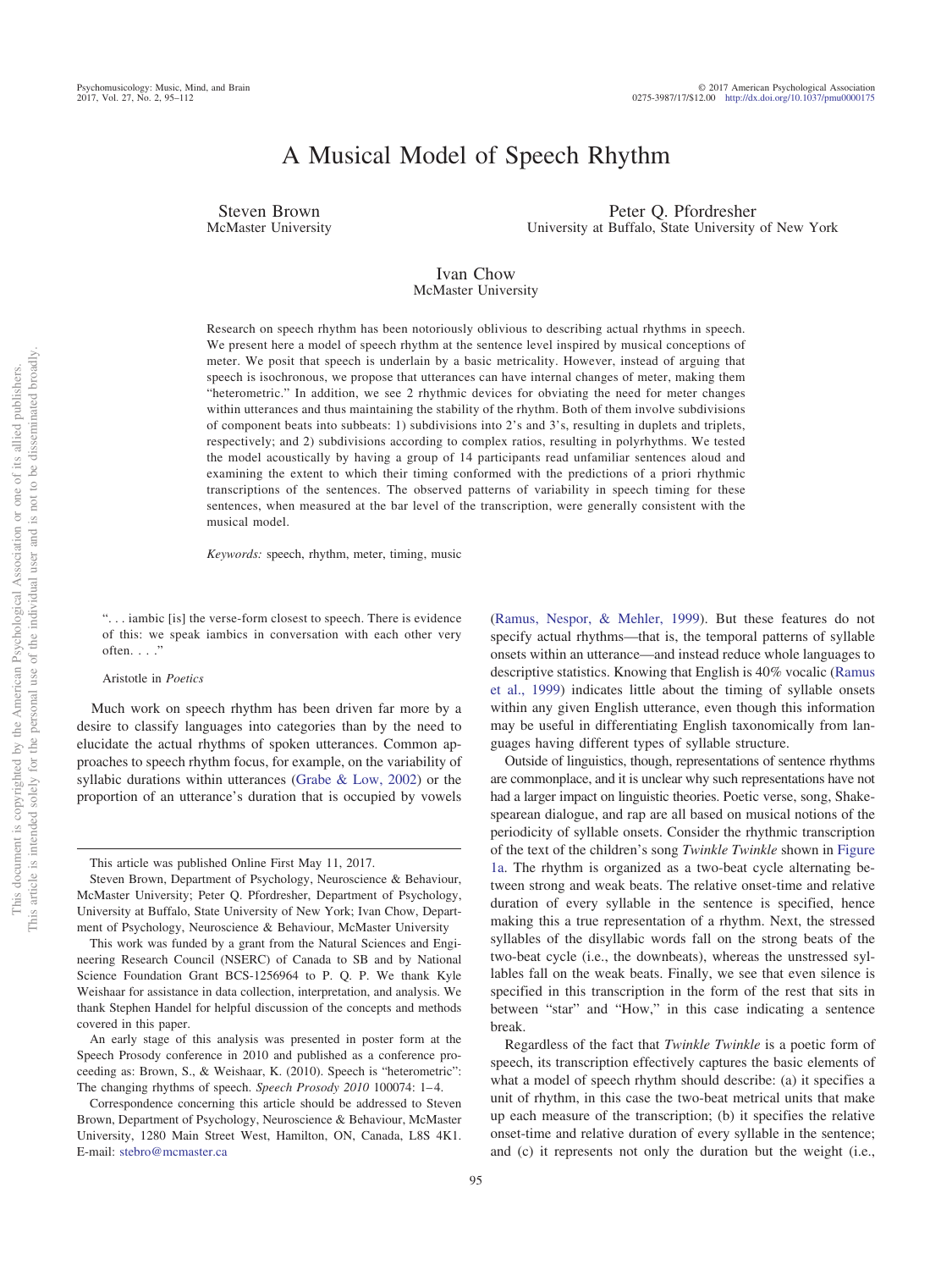# A Musical Model of Speech Rhythm

Steven Brown
McMaster University

Peter Q. Pfordresher
University at Buffalo, State University of New York

Ivan Chow
McMaster University

Research on speech rhythm has been notoriously oblivious to describing actual rhythms in speech. We present here a model of speech rhythm at the sentence level inspired by musical conceptions of meter. We posit that speech is underlain by a basic metricality. However, instead of arguing that speech is isochronous, we propose that utterances can have internal changes of meter, making them "heterometric." In addition, we see 2 rhythmic devices for obviating the need for meter changes within utterances and thus maintaining the stability of the rhythm. Both of them involve subdivisions of component beats into subbeats: 1) subdivisions into 2's and 3's, resulting in duplets and triplets, respectively; and 2) subdivisions according to complex ratios, resulting in polyrhythms. We tested the model acoustically by having a group of 14 participants read unfamiliar sentences aloud and examining the extent to which their timing conformed with the predictions of a priori rhythmic transcriptions of the sentences. The observed patterns of variability in speech timing for these sentences, when measured at the bar level of the transcription, were generally consistent with the musical model.

*Keywords:* speech, rhythm, meter, timing, music

". . . iambic [is] the verse-form closest to speech. There is evidence of this: we speak iambics in conversation with each other very often. . . ."

Aristotle in *Poetics*

Much work on speech rhythm has been driven far more by a desire to classify languages into categories than by the need to elucidate the actual rhythms of spoken utterances. Common approaches to speech rhythm focus, for example, on the variability of syllabic durations within utterances (Grabe & Low, 2002) or the proportion of an utterance's duration that is occupied by vowels (Ramus, Nespor, & Mehler, 1999). But these features do not specify actual rhythms—that is, the temporal patterns of syllable onsets within an utterance—and instead reduce whole languages to descriptive statistics. Knowing that English is 40% vocalic (Ramus et al., 1999) indicates little about the timing of syllable onsets within any given English utterance, even though this information may be useful in differentiating English taxonomically from languages having different types of syllable structure.

Outside of linguistics, though, representations of sentence rhythms are commonplace, and it is unclear why such representations have not had a larger impact on linguistic theories. Poetic verse, song, Shakespearean dialogue, and rap are all based on musical notions of the periodicity of syllable onsets. Consider the rhythmic transcription of the text of the children's song *Twinkle Twinkle* shown in Figure 1a. The rhythm is organized as a two-beat cycle alternating between strong and weak beats. The relative onset-time and relative duration of every syllable in the sentence is specified, hence making this a true representation of a rhythm. Next, the stressed syllables of the disyllabic words fall on the strong beats of the two-beat cycle (i.e., the downbeats), whereas the unstressed syllables fall on the weak beats. Finally, we see that even silence is specified in this transcription in the form of the rest that sits in between "star" and "How," in this case indicating a sentence break.

Regardless of the fact that *Twinkle Twinkle* is a poetic form of speech, its transcription effectively captures the basic elements of what a model of speech rhythm should describe: (a) it specifies a unit of rhythm, in this case the two-beat metrical units that make up each measure of the transcription; (b) it specifies the relative onset-time and relative duration of every syllable in the sentence; and (c) it represents not only the duration but the weight (i.e.,

---

This article was published Online First May 11, 2017.

Steven Brown, Department of Psychology, Neuroscience & Behaviour, McMaster University; Peter Q. Pfordresher, Department of Psychology, University at Buffalo, State University of New York; Ivan Chow, Department of Psychology, Neuroscience & Behaviour, McMaster University

This work was funded by a grant from the Natural Sciences and Engineering Research Council (NSERC) of Canada to SB and by National Science Foundation Grant BCS-1256964 to P. Q. P. We thank Kyle Weishaar for assistance in data collection, interpretation, and analysis. We thank Stephen Handel for helpful discussion of the concepts and methods covered in this paper.

An early stage of this analysis was presented in poster form at the Speech Prosody conference in 2010 and published as a conference proceeding as: Brown, S., & Weishaar, K. (2010). Speech is "heterometric": The changing rhythms of speech. *Speech Prosody 2010* 100074: 1–4.

Correspondence concerning this article should be addressed to Steven Brown, Department of Psychology, Neuroscience & Behaviour, McMaster University, 1280 Main Street West, Hamilton, ON, Canada, L8S 4K1. E-mail: stebro@mcmaster.ca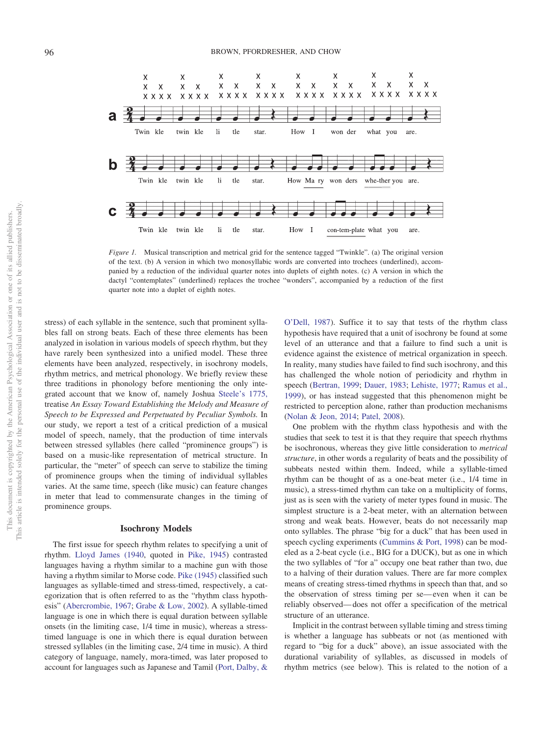*Figure 1.* Musical transcription and metrical grid for the sentence tagged "Twinkle". (a) The original version of the text. (b) A version in which two monosyllabic words are converted into trochees (underlined), accompanied by a reduction of the individual quarter notes into duplets of eighth notes. (c) A version in which the dactyl "contemplates" (underlined) replaces the trochee "wonders", accompanied by a reduction of the first quarter note into a duplet of eighth notes.

stress) of each syllable in the sentence, such that prominent syllables fall on strong beats. Each of these three elements has been analyzed in isolation in various models of speech rhythm, but they have rarely been synthesized into a unified model. These three elements have been analyzed, respectively, in isochrony models, rhythm metrics, and metrical phonology. We briefly review these three traditions in phonology before mentioning the only integrated account that we know of, namely Joshua Steele's 1775, treatise *An Essay Toward Establishing the Melody and Measure of Speech to be Expressed and Perpetuated by Peculiar Symbols.* In our study, we report a test of a critical prediction of a musical model of speech, namely, that the production of time intervals between stressed syllables (here called "prominence groups") is based on a music-like representation of metrical structure. In particular, the "meter" of speech can serve to stabilize the timing of prominence groups when the timing of individual syllables varies. At the same time, speech (like music) can feature changes in meter that lead to commensurate changes in the timing of prominence groups.

## Isochrony Models

The first issue for speech rhythm relates to specifying a unit of rhythm. Lloyd James (1940, quoted in Pike, 1945) contrasted languages having a rhythm similar to a machine gun with those having a rhythm similar to Morse code. Pike (1945) classified such languages as syllable-timed and stress-timed, respectively, a categorization that is often referred to as the "rhythm class hypothesis" (Abercrombie, 1967; Grabe & Low, 2002). A syllable-timed language is one in which there is equal duration between syllable onsets (in the limiting case, 1/4 time in music), whereas a stress-timed language is one in which there is equal duration between stressed syllables (in the limiting case, 2/4 time in music). A third category of language, namely, mora-timed, was later proposed to account for languages such as Japanese and Tamil (Port, Dalby, & O'Dell, 1987). Suffice it to say that tests of the rhythm class hypothesis have required that a unit of isochrony be found at some level of an utterance and that a failure to find such a unit is evidence against the existence of metrical organization in speech. In reality, many studies have failed to find such isochrony, and this has challenged the whole notion of periodicity and rhythm in speech (Bertran, 1999; Dauer, 1983; Lehiste, 1977; Ramus et al., 1999), or has instead suggested that this phenomenon might be restricted to perception alone, rather than production mechanisms (Nolan & Jeon, 2014; Patel, 2008).

One problem with the rhythm class hypothesis and with the studies that seek to test it is that they require that speech rhythms be isochronous, whereas they give little consideration to *metrical structure*, in other words a regularity of beats and the possibility of subbeats nested within them. Indeed, while a syllable-timed rhythm can be thought of as a one-beat meter (i.e., 1/4 time in music), a stress-timed rhythm can take on a multiplicity of forms, just as is seen with the variety of meter types found in music. The simplest structure is a 2-beat meter, with an alternation between strong and weak beats. However, beats do not necessarily map onto syllables. The phrase "big for a duck" that has been used in speech cycling experiments (Cummins & Port, 1998) can be modeled as a 2-beat cycle (i.e., BIG for a DUCK), but as one in which the two syllables of "for a" occupy one beat rather than two, due to a halving of their duration values. There are far more complex means of creating stress-timed rhythms in speech than that, and so the observation of stress timing per se—even when it can be reliably observed—does not offer a specification of the metrical structure of an utterance.

Implicit in the contrast between syllable timing and stress timing is whether a language has subbeats or not (as mentioned with regard to "big for a duck" above), an issue associated with the durational variability of syllables, as discussed in models of rhythm metrics (see below). This is related to the notion of a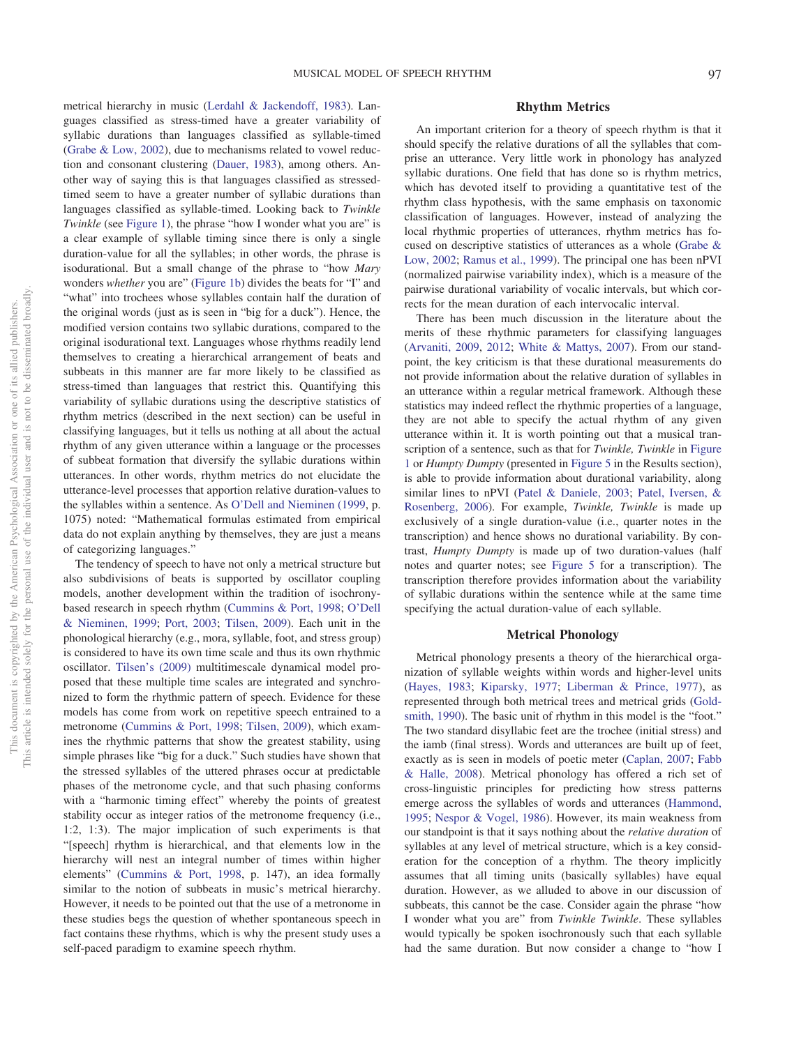metrical hierarchy in music (Lerdahl & Jackendoff, 1983). Languages classified as stress-timed have a greater variability of syllabic durations than languages classified as syllable-timed (Grabe & Low, 2002), due to mechanisms related to vowel reduction and consonant clustering (Dauer, 1983), among others. Another way of saying this is that languages classified as stressed-timed seem to have a greater number of syllabic durations than languages classified as syllable-timed. Looking back to *Twinkle Twinkle* (see Figure 1), the phrase "how I wonder what you are" is a clear example of syllable timing since there is only a single duration-value for all the syllables; in other words, the phrase is isodurational. But a small change of the phrase to "how *Mary* wonders *whether* you are" (Figure 1b) divides the beats for "I" and "what" into trochees whose syllables contain half the duration of the original words (just as is seen in "big for a duck"). Hence, the modified version contains two syllabic durations, compared to the original isodurational text. Languages whose rhythms readily lend themselves to creating a hierarchical arrangement of beats and subbeats in this manner are far more likely to be classified as stress-timed than languages that restrict this. Quantifying this variability of syllabic durations using the descriptive statistics of rhythm metrics (described in the next section) can be useful in classifying languages, but it tells us nothing at all about the actual rhythm of any given utterance within a language or the processes of subbeat formation that diversify the syllabic durations within utterances. In other words, rhythm metrics do not elucidate the utterance-level processes that apportion relative duration-values to the syllables within a sentence. As O'Dell and Nieminen (1999, p. 1075) noted: "Mathematical formulas estimated from empirical data do not explain anything by themselves, they are just a means of categorizing languages."

The tendency of speech to have not only a metrical structure but also subdivisions of beats is supported by oscillator coupling models, another development within the tradition of isochrony-based research in speech rhythm (Cummins & Port, 1998; O'Dell & Nieminen, 1999; Port, 2003; Tilsen, 2009). Each unit in the phonological hierarchy (e.g., mora, syllable, foot, and stress group) is considered to have its own time scale and thus its own rhythmic oscillator. Tilsen's (2009) multitimescale dynamical model proposed that these multiple time scales are integrated and synchronized to form the rhythmic pattern of speech. Evidence for these models has come from work on repetitive speech entrained to a metronome (Cummins & Port, 1998; Tilsen, 2009), which examines the rhythmic patterns that show the greatest stability, using simple phrases like "big for a duck." Such studies have shown that the stressed syllables of the uttered phrases occur at predictable phases of the metronome cycle, and that such phasing conforms with a "harmonic timing effect" whereby the points of greatest stability occur as integer ratios of the metronome frequency (i.e., 1:2, 1:3). The major implication of such experiments is that "[speech] rhythm is hierarchical, and that elements low in the hierarchy will nest an integral number of times within higher elements" (Cummins & Port, 1998, p. 147), an idea formally similar to the notion of subbeats in music's metrical hierarchy. However, it needs to be pointed out that the use of a metronome in these studies begs the question of whether spontaneous speech in fact contains these rhythms, which is why the present study uses a self-paced paradigm to examine speech rhythm.

## Rhythm Metrics

An important criterion for a theory of speech rhythm is that it should specify the relative durations of all the syllables that comprise an utterance. Very little work in phonology has analyzed syllabic durations. One field that has done so is rhythm metrics, which has devoted itself to providing a quantitative test of the rhythm class hypothesis, with the same emphasis on taxonomic classification of languages. However, instead of analyzing the local rhythmic properties of utterances, rhythm metrics has focused on descriptive statistics of utterances as a whole (Grabe & Low, 2002; Ramus et al., 1999). The principal one has been nPVI (normalized pairwise variability index), which is a measure of the pairwise durational variability of vocalic intervals, but which corrects for the mean duration of each intervocalic interval.

There has been much discussion in the literature about the merits of these rhythmic parameters for classifying languages (Arvaniti, 2009, 2012; White & Mattys, 2007). From our standpoint, the key criticism is that these durational measurements do not provide information about the relative duration of syllables in an utterance within a regular metrical framework. Although these statistics may indeed reflect the rhythmic properties of a language, they are not able to specify the actual rhythm of any given utterance within it. It is worth pointing out that a musical transcription of a sentence, such as that for *Twinkle, Twinkle* in Figure 1 or *Humpty Dumpty* (presented in Figure 5 in the Results section), is able to provide information about durational variability, along similar lines to nPVI (Patel & Daniele, 2003; Patel, Iversen, & Rosenberg, 2006). For example, *Twinkle, Twinkle* is made up exclusively of a single duration-value (i.e., quarter notes in the transcription) and hence shows no durational variability. By contrast, *Humpty Dumpty* is made up of two duration-values (half notes and quarter notes; see Figure 5 for a transcription). The transcription therefore provides information about the variability of syllabic durations within the sentence while at the same time specifying the actual duration-value of each syllable.

## Metrical Phonology

Metrical phonology presents a theory of the hierarchical organization of syllable weights within words and higher-level units (Hayes, 1983; Kiparsky, 1977; Liberman & Prince, 1977), as represented through both metrical trees and metrical grids (Goldsmith, 1990). The basic unit of rhythm in this model is the "foot." The two standard disyllabic feet are the trochee (initial stress) and the iamb (final stress). Words and utterances are built up of feet, exactly as is seen in models of poetic meter (Caplan, 2007; Fabb & Halle, 2008). Metrical phonology has offered a rich set of cross-linguistic principles for predicting how stress patterns emerge across the syllables of words and utterances (Hammond, 1995; Nespor & Vogel, 1986). However, its main weakness from our standpoint is that it says nothing about the *relative duration* of syllables at any level of metrical structure, which is a key consideration for the conception of a rhythm. The theory implicitly assumes that all timing units (basically syllables) have equal duration. However, as we alluded to above in our discussion of subbeats, this cannot be the case. Consider again the phrase "how I wonder what you are" from *Twinkle Twinkle*. These syllables would typically be spoken isochronously such that each syllable had the same duration. But now consider a change to "how I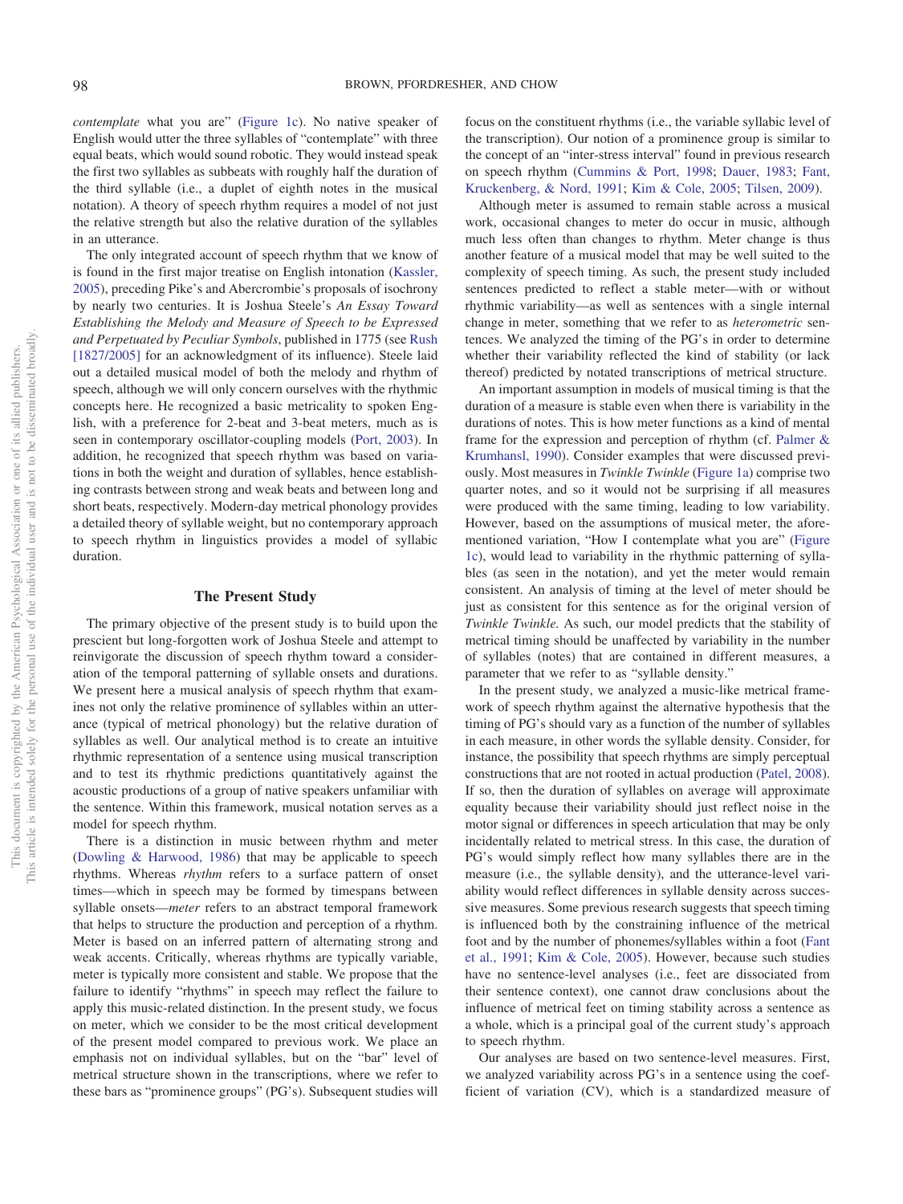*contemplate* what you are" (Figure 1c). No native speaker of English would utter the three syllables of "contemplate" with three equal beats, which would sound robotic. They would instead speak the first two syllables as subbeats with roughly half the duration of the third syllable (i.e., a duplet of eighth notes in the musical notation). A theory of speech rhythm requires a model of not just the relative strength but also the relative duration of the syllables in an utterance.

The only integrated account of speech rhythm that we know of is found in the first major treatise on English intonation (Kassler, 2005), preceding Pike's and Abercrombie's proposals of isochrony by nearly two centuries. It is Joshua Steele's *An Essay Toward Establishing the Melody and Measure of Speech to be Expressed and Perpetuated by Peculiar Symbols*, published in 1775 (see Rush [1827/2005] for an acknowledgment of its influence). Steele laid out a detailed musical model of both the melody and rhythm of speech, although we will only concern ourselves with the rhythmic concepts here. He recognized a basic metricality to spoken English, with a preference for 2-beat and 3-beat meters, much as is seen in contemporary oscillator-coupling models (Port, 2003). In addition, he recognized that speech rhythm was based on variations in both the weight and duration of syllables, hence establishing contrasts between strong and weak beats and between long and short beats, respectively. Modern-day metrical phonology provides a detailed theory of syllable weight, but no contemporary approach to speech rhythm in linguistics provides a model of syllabic duration.

## The Present Study

The primary objective of the present study is to build upon the prescient but long-forgotten work of Joshua Steele and attempt to reinvigorate the discussion of speech rhythm toward a consideration of the temporal patterning of syllable onsets and durations. We present here a musical analysis of speech rhythm that examines not only the relative prominence of syllables within an utterance (typical of metrical phonology) but the relative duration of syllables as well. Our analytical method is to create an intuitive rhythmic representation of a sentence using musical transcription and to test its rhythmic predictions quantitatively against the acoustic productions of a group of native speakers unfamiliar with the sentence. Within this framework, musical notation serves as a model for speech rhythm.

There is a distinction in music between rhythm and meter (Dowling & Harwood, 1986) that may be applicable to speech rhythms. Whereas *rhythm* refers to a surface pattern of onset times—which in speech may be formed by timespans between syllable onsets—*meter* refers to an abstract temporal framework that helps to structure the production and perception of a rhythm. Meter is based on an inferred pattern of alternating strong and weak accents. Critically, whereas rhythms are typically variable, meter is typically more consistent and stable. We propose that the failure to identify "rhythms" in speech may reflect the failure to apply this music-related distinction. In the present study, we focus on meter, which we consider to be the most critical development of the present model compared to previous work. We place an emphasis not on individual syllables, but on the "bar" level of metrical structure shown in the transcriptions, where we refer to these bars as "prominence groups" (PG's). Subsequent studies will focus on the constituent rhythms (i.e., the variable syllabic level of the transcription). Our notion of a prominence group is similar to the concept of an "inter-stress interval" found in previous research on speech rhythm (Cummins & Port, 1998; Dauer, 1983; Fant, Kruckenberg, & Nord, 1991; Kim & Cole, 2005; Tilsen, 2009).

Although meter is assumed to remain stable across a musical work, occasional changes to meter do occur in music, although much less often than changes to rhythm. Meter change is thus another feature of a musical model that may be well suited to the complexity of speech timing. As such, the present study included sentences predicted to reflect a stable meter—with or without rhythmic variability—as well as sentences with a single internal change in meter, something that we refer to as *heterometric* sentences. We analyzed the timing of the PG's in order to determine whether their variability reflected the kind of stability (or lack thereof) predicted by notated transcriptions of metrical structure.

An important assumption in models of musical timing is that the duration of a measure is stable even when there is variability in the durations of notes. This is how meter functions as a kind of mental frame for the expression and perception of rhythm (cf. Palmer & Krumhansl, 1990). Consider examples that were discussed previously. Most measures in *Twinkle Twinkle* (Figure 1a) comprise two quarter notes, and so it would not be surprising if all measures were produced with the same timing, leading to low variability. However, based on the assumptions of musical meter, the aforementioned variation, "How I contemplate what you are" (Figure 1c), would lead to variability in the rhythmic patterning of syllables (as seen in the notation), and yet the meter would remain consistent. An analysis of timing at the level of meter should be just as consistent for this sentence as for the original version of *Twinkle Twinkle.* As such, our model predicts that the stability of metrical timing should be unaffected by variability in the number of syllables (notes) that are contained in different measures, a parameter that we refer to as "syllable density."

In the present study, we analyzed a music-like metrical framework of speech rhythm against the alternative hypothesis that the timing of PG's should vary as a function of the number of syllables in each measure, in other words the syllable density. Consider, for instance, the possibility that speech rhythms are simply perceptual constructions that are not rooted in actual production (Patel, 2008). If so, then the duration of syllables on average will approximate equality because their variability should just reflect noise in the motor signal or differences in speech articulation that may be only incidentally related to metrical stress. In this case, the duration of PG's would simply reflect how many syllables there are in the measure (i.e., the syllable density), and the utterance-level variability would reflect differences in syllable density across successive measures. Some previous research suggests that speech timing is influenced both by the constraining influence of the metrical foot and by the number of phonemes/syllables within a foot (Fant et al., 1991; Kim & Cole, 2005). However, because such studies have no sentence-level analyses (i.e., feet are dissociated from their sentence context), one cannot draw conclusions about the influence of metrical feet on timing stability across a sentence as a whole, which is a principal goal of the current study's approach to speech rhythm.

Our analyses are based on two sentence-level measures. First, we analyzed variability across PG's in a sentence using the coefficient of variation (CV), which is a standardized measure of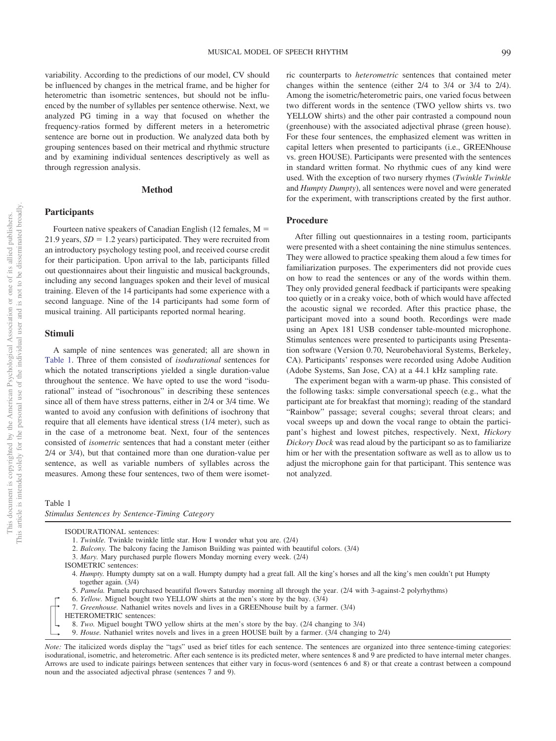variability. According to the predictions of our model, CV should be influenced by changes in the metrical frame, and be higher for heterometric than isometric sentences, but should not be influenced by the number of syllables per sentence otherwise. Next, we analyzed PG timing in a way that focused on whether the frequency-ratios formed by different meters in a heterometric sentence are borne out in production. We analyzed data both by grouping sentences based on their metrical and rhythmic structure and by examining individual sentences descriptively as well as through regression analysis.

## Method

### Participants

Fourteen native speakers of Canadian English (12 females, M = 21.9 years, *SD* = 1.2 years) participated. They were recruited from an introductory psychology testing pool, and received course credit for their participation. Upon arrival to the lab, participants filled out questionnaires about their linguistic and musical backgrounds, including any second languages spoken and their level of musical training. Eleven of the 14 participants had some experience with a second language. Nine of the 14 participants had some form of musical training. All participants reported normal hearing.

### Stimuli

A sample of nine sentences was generated; all are shown in Table 1. Three of them consisted of *isodurational* sentences for which the notated transcriptions yielded a single duration-value throughout the sentence. We have opted to use the word "isodurational" instead of "isochronous" in describing these sentences since all of them have stress patterns, either in 2/4 or 3/4 time. We wanted to avoid any confusion with definitions of isochrony that require that all elements have identical stress (1/4 meter), such as in the case of a metronome beat. Next, four of the sentences consisted of *isometric* sentences that had a constant meter (either 2/4 or 3/4), but that contained more than one duration-value per sentence, as well as variable numbers of syllables across the measures. Among these four sentences, two of them were isometric counterparts to *heterometric* sentences that contained meter changes within the sentence (either 2/4 to 3/4 or 3/4 to 2/4). Among the isometric/heterometric pairs, one varied focus between two different words in the sentence (TWO yellow shirts vs. two YELLOW shirts) and the other pair contrasted a compound noun (greenhouse) with the associated adjectival phrase (green house). For these four sentences, the emphasized element was written in capital letters when presented to participants (i.e., GREENhouse vs. green HOUSE). Participants were presented with the sentences in standard written format. No rhythmic cues of any kind were used. With the exception of two nursery rhymes (*Twinkle Twinkle* and *Humpty Dumpty*), all sentences were novel and were generated for the experiment, with transcriptions created by the first author.

### Procedure

After filling out questionnaires in a testing room, participants were presented with a sheet containing the nine stimulus sentences. They were allowed to practice speaking them aloud a few times for familiarization purposes. The experimenters did not provide cues on how to read the sentences or any of the words within them. They only provided general feedback if participants were speaking too quietly or in a creaky voice, both of which would have affected the acoustic signal we recorded. After this practice phase, the participant moved into a sound booth. Recordings were made using an Apex 181 USB condenser table-mounted microphone. Stimulus sentences were presented to participants using Presentation software (Version 0.70, Neurobehavioral Systems, Berkeley, CA). Participants' responses were recorded using Adobe Audition (Adobe Systems, San Jose, CA) at a 44.1 kHz sampling rate.

The experiment began with a warm-up phase. This consisted of the following tasks: simple conversational speech (e.g., what the participant ate for breakfast that morning); reading of the standard "Rainbow" passage; several coughs; several throat clears; and vocal sweeps up and down the vocal range to obtain the participant's highest and lowest pitches, respectively. Next, *Hickory Dickory Dock* was read aloud by the participant so as to familiarize him or her with the presentation software as well as to allow us to adjust the microphone gain for that participant. This sentence was not analyzed.

Table 1
*Stimulus Sentences by Sentence-Timing Category*

ISODURATIONAL sentences:

1. *Twinkle.* Twinkle twinkle little star. How I wonder what you are. (2/4)
2. *Balcony.* The balcony facing the Jamison Building was painted with beautiful colors. (3/4)
3. *Mary.* Mary purchased purple flowers Monday morning every week. (2/4)

ISOMETRIC sentences:

4. *Humpty.* Humpty dumpty sat on a wall. Humpty dumpty had a great fall. All the king's horses and all the king's men couldn't put Humpty together again. (3/4)
5. *Pamela.* Pamela purchased beautiful flowers Saturday morning all through the year. (2/4 with 3-against-2 polyrhythms)
6. *Yellow.* Miguel bought two YELLOW shirts at the men's store by the bay. (3/4)
7. *Greenhouse.* Nathaniel writes novels and lives in a GREENhouse built by a farmer. (3/4)

HETEROMETRIC sentences:

8. *Two.* Miguel bought TWO yellow shirts at the men's store by the bay. (2/4 changing to 3/4)
9. *House.* Nathaniel writes novels and lives in a green HOUSE built by a farmer. (3/4 changing to 2/4)

*Note:* The italicized words display the "tags" used as brief titles for each sentence. The sentences are organized into three sentence-timing categories: isodurational, isometric, and heterometric. After each sentence is its predicted meter, where sentences 8 and 9 are predicted to have internal meter changes. Arrows are used to indicate pairings between sentences that either vary in focus-word (sentences 6 and 8) or that create a contrast between a compound noun and the associated adjectival phrase (sentences 7 and 9).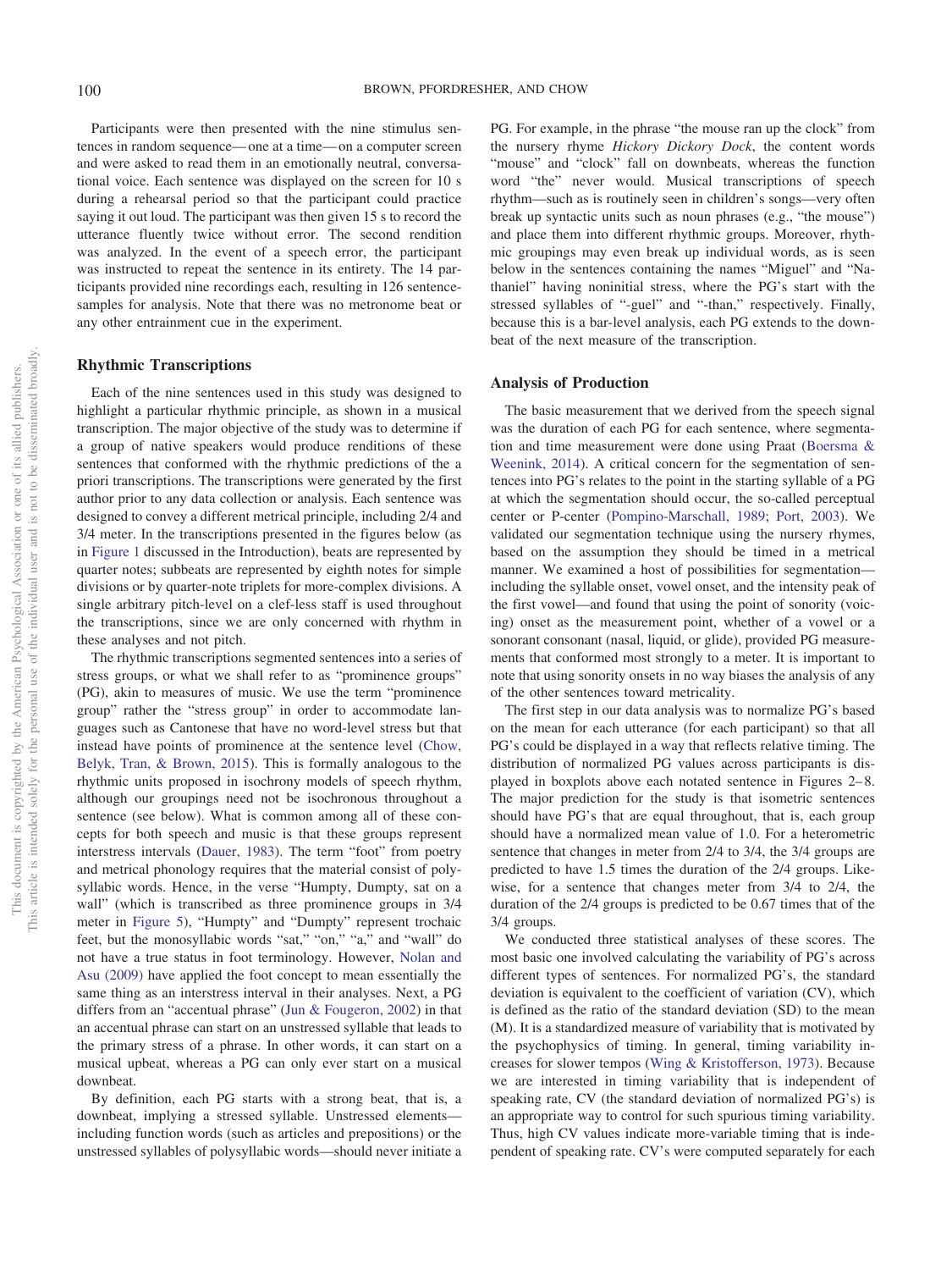Participants were then presented with the nine stimulus sentences in random sequence—one at a time—on a computer screen and were asked to read them in an emotionally neutral, conversational voice. Each sentence was displayed on the screen for 10 s during a rehearsal period so that the participant could practice saying it out loud. The participant was then given 15 s to record the utterance fluently twice without error. The second rendition was analyzed. In the event of a speech error, the participant was instructed to repeat the sentence in its entirety. The 14 participants provided nine recordings each, resulting in 126 sentence-samples for analysis. Note that there was no metronome beat or any other entrainment cue in the experiment.

## Rhythmic Transcriptions

Each of the nine sentences used in this study was designed to highlight a particular rhythmic principle, as shown in a musical transcription. The major objective of the study was to determine if a group of native speakers would produce renditions of these sentences that conformed with the rhythmic predictions of the a priori transcriptions. The transcriptions were generated by the first author prior to any data collection or analysis. Each sentence was designed to convey a different metrical principle, including 2/4 and 3/4 meter. In the transcriptions presented in the figures below (as in Figure 1 discussed in the Introduction), beats are represented by quarter notes; subbeats are represented by eighth notes for simple divisions or by quarter-note triplets for more-complex divisions. A single arbitrary pitch-level on a clef-less staff is used throughout the transcriptions, since we are only concerned with rhythm in these analyses and not pitch.

The rhythmic transcriptions segmented sentences into a series of stress groups, or what we shall refer to as "prominence groups" (PG), akin to measures of music. We use the term "prominence group" rather the "stress group" in order to accommodate languages such as Cantonese that have no word-level stress but that instead have points of prominence at the sentence level (Chow, Belyk, Tran, & Brown, 2015). This is formally analogous to the rhythmic units proposed in isochrony models of speech rhythm, although our groupings need not be isochronous throughout a sentence (see below). What is common among all of these concepts for both speech and music is that these groups represent interstress intervals (Dauer, 1983). The term "foot" from poetry and metrical phonology requires that the material consist of polysyllabic words. Hence, in the verse "Humpty, Dumpty, sat on a wall" (which is transcribed as three prominence groups in 3/4 meter in Figure 5), "Humpty" and "Dumpty" represent trochaic feet, but the monosyllabic words "sat," "on," "a," and "wall" do not have a true status in foot terminology. However, Nolan and Asu (2009) have applied the foot concept to mean essentially the same thing as an interstress interval in their analyses. Next, a PG differs from an "accentual phrase" (Jun & Fougeron, 2002) in that an accentual phrase can start on an unstressed syllable that leads to the primary stress of a phrase. In other words, it can start on a musical upbeat, whereas a PG can only ever start on a musical downbeat.

By definition, each PG starts with a strong beat, that is, a downbeat, implying a stressed syllable. Unstressed elements—including function words (such as articles and prepositions) or the unstressed syllables of polysyllabic words—should never initiate a PG. For example, in the phrase "the mouse ran up the clock" from the nursery rhyme *Hickory Dickory Dock*, the content words "mouse" and "clock" fall on downbeats, whereas the function word "the" never would. Musical transcriptions of speech rhythm—such as is routinely seen in children's songs—very often break up syntactic units such as noun phrases (e.g., "the mouse") and place them into different rhythmic groups. Moreover, rhythmic groupings may even break up individual words, as is seen below in the sentences containing the names "Miguel" and "Nathaniel" having noninitial stress, where the PG's start with the stressed syllables of "-guel" and "-than," respectively. Finally, because this is a bar-level analysis, each PG extends to the downbeat of the next measure of the transcription.

## Analysis of Production

The basic measurement that we derived from the speech signal was the duration of each PG for each sentence, where segmentation and time measurement were done using Praat (Boersma & Weenink, 2014). A critical concern for the segmentation of sentences into PG's relates to the point in the starting syllable of a PG at which the segmentation should occur, the so-called perceptual center or P-center (Pompino-Marschall, 1989; Port, 2003). We validated our segmentation technique using the nursery rhymes, based on the assumption they should be timed in a metrical manner. We examined a host of possibilities for segmentation—including the syllable onset, vowel onset, and the intensity peak of the first vowel—and found that using the point of sonority (voicing) onset as the measurement point, whether of a vowel or a sonorant consonant (nasal, liquid, or glide), provided PG measurements that conformed most strongly to a meter. It is important to note that using sonority onsets in no way biases the analysis of any of the other sentences toward metricality.

The first step in our data analysis was to normalize PG's based on the mean for each utterance (for each participant) so that all PG's could be displayed in a way that reflects relative timing. The distribution of normalized PG values across participants is displayed in boxplots above each notated sentence in Figures 2–8. The major prediction for the study is that isometric sentences should have PG's that are equal throughout, that is, each group should have a normalized mean value of 1.0. For a heterometric sentence that changes in meter from 2/4 to 3/4, the 3/4 groups are predicted to have 1.5 times the duration of the 2/4 groups. Likewise, for a sentence that changes meter from 3/4 to 2/4, the duration of the 2/4 groups is predicted to be 0.67 times that of the 3/4 groups.

We conducted three statistical analyses of these scores. The most basic one involved calculating the variability of PG's across different types of sentences. For normalized PG's, the standard deviation is equivalent to the coefficient of variation (CV), which is defined as the ratio of the standard deviation (SD) to the mean (M). It is a standardized measure of variability that is motivated by the psychophysics of timing. In general, timing variability increases for slower tempos (Wing & Kristofferson, 1973). Because we are interested in timing variability that is independent of speaking rate, CV (the standard deviation of normalized PG's) is an appropriate way to control for such spurious timing variability. Thus, high CV values indicate more-variable timing that is independent of speaking rate. CV's were computed separately for each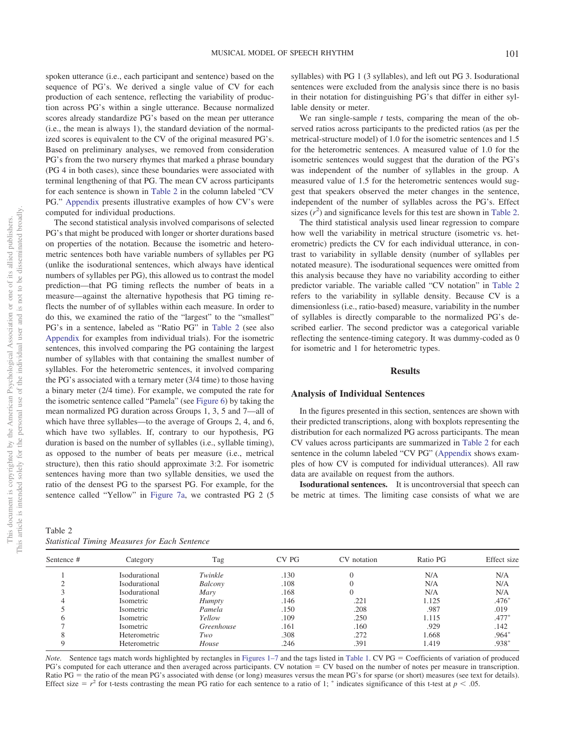spoken utterance (i.e., each participant and sentence) based on the sequence of PG's. We derived a single value of CV for each production of each sentence, reflecting the variability of production across PG's within a single utterance. Because normalized scores already standardize PG's based on the mean per utterance (i.e., the mean is always 1), the standard deviation of the normalized scores is equivalent to the CV of the original measured PG's. Based on preliminary analyses, we removed from consideration PG's from the two nursery rhymes that marked a phrase boundary (PG 4 in both cases), since these boundaries were associated with terminal lengthening of that PG. The mean CV across participants for each sentence is shown in Table 2 in the column labeled "CV PG." Appendix presents illustrative examples of how CV's were computed for individual productions.

The second statistical analysis involved comparisons of selected PG's that might be produced with longer or shorter durations based on properties of the notation. Because the isometric and heterometric sentences both have variable numbers of syllables per PG (unlike the isodurational sentences, which always have identical numbers of syllables per PG), this allowed us to contrast the model prediction—that PG timing reflects the number of beats in a measure—against the alternative hypothesis that PG timing reflects the number of syllables within each measure. In order to do this, we examined the ratio of the "largest" to the "smallest" PG's in a sentence, labeled as "Ratio PG" in Table 2 (see also Appendix for examples from individual trials). For the isometric sentences, this involved comparing the PG containing the largest number of syllables with that containing the smallest number of syllables. For the heterometric sentences, it involved comparing the PG's associated with a ternary meter (3/4 time) to those having a binary meter (2/4 time). For example, we computed the rate for the isometric sentence called "Pamela" (see Figure 6) by taking the mean normalized PG duration across Groups 1, 3, 5 and 7—all of which have three syllables—to the average of Groups 2, 4, and 6, which have two syllables. If, contrary to our hypothesis, PG duration is based on the number of syllables (i.e., syllable timing), as opposed to the number of beats per measure (i.e., metrical structure), then this ratio should approximate 3:2. For isometric sentences having more than two syllable densities, we used the ratio of the densest PG to the sparsest PG. For example, for the sentence called "Yellow" in Figure 7a, we contrasted PG 2 (5 syllables) with PG 1 (3 syllables), and left out PG 3. Isodurational sentences were excluded from the analysis since there is no basis in their notation for distinguishing PG's that differ in either syllable density or meter.

We ran single-sample *t* tests, comparing the mean of the observed ratios across participants to the predicted ratios (as per the metrical-structure model) of 1.0 for the isometric sentences and 1.5 for the heterometric sentences. A measured value of 1.0 for the isometric sentences would suggest that the duration of the PG's was independent of the number of syllables in the group. A measured value of 1.5 for the heterometric sentences would suggest that speakers observed the meter changes in the sentence, independent of the number of syllables across the PG's. Effect sizes ($r^2$) and significance levels for this test are shown in Table 2.

The third statistical analysis used linear regression to compare how well the variability in metrical structure (isometric vs. heterometric) predicts the CV for each individual utterance, in contrast to variability in syllable density (number of syllables per notated measure). The isodurational sequences were omitted from this analysis because they have no variability according to either predictor variable. The variable called "CV notation" in Table 2 refers to the variability in syllable density. Because CV is a dimensionless (i.e., ratio-based) measure, variability in the number of syllables is directly comparable to the normalized PG's described earlier. The second predictor was a categorical variable reflecting the sentence-timing category. It was dummy-coded as 0 for isometric and 1 for heterometric types.

## Results

### Analysis of Individual Sentences

In the figures presented in this section, sentences are shown with their predicted transcriptions, along with boxplots representing the distribution for each normalized PG across participants. The mean CV values across participants are summarized in Table 2 for each sentence in the column labeled "CV PG" (Appendix shows examples of how CV is computed for individual utterances). All raw data are available on request from the authors.

**Isodurational sentences.** It is uncontroversial that speech can be metric at times. The limiting case consists of what we are

Table 2
*Statistical Timing Measures for Each Sentence*

| Sentence # | Category | Tag | CV PG | CV notation | Ratio PG | Effect size |
|---|---|---|---|---|---|---|
| 1 | Isodurational | *Twinkle* | .130 | 0 | N/A | N/A |
| 2 | Isodurational | *Balcony* | .108 | 0 | N/A | N/A |
| 3 | Isodurational | *Mary* | .168 | 0 | N/A | N/A |
| 4 | Isometric | *Humpty* | .146 | .221 | 1.125 | .476* |
| 5 | Isometric | *Pamela* | .150 | .208 | .987 | .019 |
| 6 | Isometric | *Yellow* | .109 | .250 | 1.115 | .477* |
| 7 | Isometric | *Greenhouse* | .161 | .160 | .929 | .142 |
| 8 | Heterometric | *Two* | .308 | .272 | 1.668 | .964* |
| 9 | Heterometric | *House* | .246 | .391 | 1.419 | .938* |

*Note.* Sentence tags match words highlighted by rectangles in Figures 1–7 and the tags listed in Table 1. CV PG = Coefficients of variation of produced PG's computed for each utterance and then averaged across participants. CV notation = CV based on the number of notes per measure in transcription. Ratio PG = the ratio of the mean PG's associated with dense (or long) measures versus the mean PG's for sparse (or short) measures (see text for details). Effect size = $r^2$ for t-tests contrasting the mean PG ratio for each sentence to a ratio of 1; * indicates significance of this t-test at $p < .05$.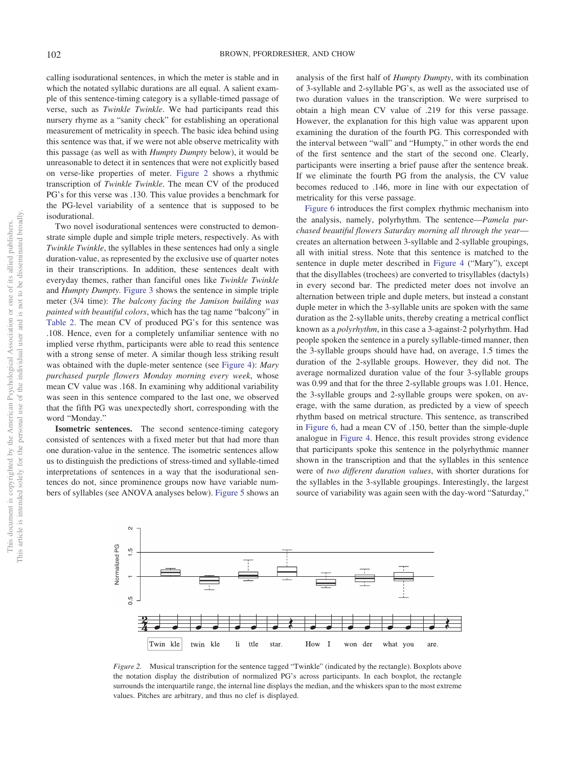calling isodurational sentences, in which the meter is stable and in which the notated syllabic durations are all equal. A salient example of this sentence-timing category is a syllable-timed passage of verse, such as *Twinkle Twinkle*. We had participants read this nursery rhyme as a "sanity check" for establishing an operational measurement of metricality in speech. The basic idea behind using this sentence was that, if we were not able observe metricality with this passage (as well as with *Humpty Dumpty* below), it would be unreasonable to detect it in sentences that were not explicitly based on verse-like properties of meter. Figure 2 shows a rhythmic transcription of *Twinkle Twinkle*. The mean CV of the produced PG's for this verse was .130. This value provides a benchmark for the PG-level variability of a sentence that is supposed to be isodurational.

Two novel isodurational sentences were constructed to demonstrate simple duple and simple triple meters, respectively. As with *Twinkle Twinkle*, the syllables in these sentences had only a single duration-value, as represented by the exclusive use of quarter notes in their transcriptions. In addition, these sentences dealt with everyday themes, rather than fanciful ones like *Twinkle Twinkle* and *Humpty Dumpty*. Figure 3 shows the sentence in simple triple meter (3/4 time): *The balcony facing the Jamison building was painted with beautiful colors*, which has the tag name "balcony" in Table 2. The mean CV of produced PG's for this sentence was .108. Hence, even for a completely unfamiliar sentence with no implied verse rhythm, participants were able to read this sentence with a strong sense of meter. A similar though less striking result was obtained with the duple-meter sentence (see Figure 4): *Mary purchased purple flowers Monday morning every week*, whose mean CV value was .168. In examining why additional variability was seen in this sentence compared to the last one, we observed that the fifth PG was unexpectedly short, corresponding with the word "Monday."

**Isometric sentences.** The second sentence-timing category consisted of sentences with a fixed meter but that had more than one duration-value in the sentence. The isometric sentences allow us to distinguish the predictions of stress-timed and syllable-timed interpretations of sentences in a way that the isodurational sentences do not, since prominence groups now have variable numbers of syllables (see ANOVA analyses below). Figure 5 shows an analysis of the first half of *Humpty Dumpty*, with its combination of 3-syllable and 2-syllable PG's, as well as the associated use of two duration values in the transcription. We were surprised to obtain a high mean CV value of .219 for this verse passage. However, the explanation for this high value was apparent upon examining the duration of the fourth PG. This corresponded with the interval between "wall" and "Humpty," in other words the end of the first sentence and the start of the second one. Clearly, participants were inserting a brief pause after the sentence break. If we eliminate the fourth PG from the analysis, the CV value becomes reduced to .146, more in line with our expectation of metricality for this verse passage.

Figure 6 introduces the first complex rhythmic mechanism into the analysis, namely, polyrhythm. The sentence—*Pamela purchased beautiful flowers Saturday morning all through the year*—creates an alternation between 3-syllable and 2-syllable groupings, all with initial stress. Note that this sentence is matched to the sentence in duple meter described in Figure 4 ("Mary"), except that the disyllables (trochees) are converted to trisyllables (dactyls) in every second bar. The predicted meter does not involve an alternation between triple and duple meters, but instead a constant duple meter in which the 3-syllable units are spoken with the same duration as the 2-syllable units, thereby creating a metrical conflict known as a *polyrhythm*, in this case a 3-against-2 polyrhythm. Had people spoken the sentence in a purely syllable-timed manner, then the 3-syllable groups should have had, on average, 1.5 times the duration of the 2-syllable groups. However, they did not. The average normalized duration value of the four 3-syllable groups was 0.99 and that for the three 2-syllable groups was 1.01. Hence, the 3-syllable groups and 2-syllable groups were spoken, on average, with the same duration, as predicted by a view of speech rhythm based on metrical structure. This sentence, as transcribed in Figure 6, had a mean CV of .150, better than the simple-duple analogue in Figure 4. Hence, this result provides strong evidence that participants spoke this sentence in the polyrhythmic manner shown in the transcription and that the syllables in this sentence were of *two different duration values*, with shorter durations for the syllables in the 3-syllable groupings. Interestingly, the largest source of variability was again seen with the day-word "Saturday,"

*Figure 2.* Musical transcription for the sentence tagged "Twinkle" (indicated by the rectangle). Boxplots above the notation display the distribution of normalized PG's across participants. In each boxplot, the rectangle surrounds the interquartile range, the internal line displays the median, and the whiskers span to the most extreme values. Pitches are arbitrary, and thus no clef is displayed.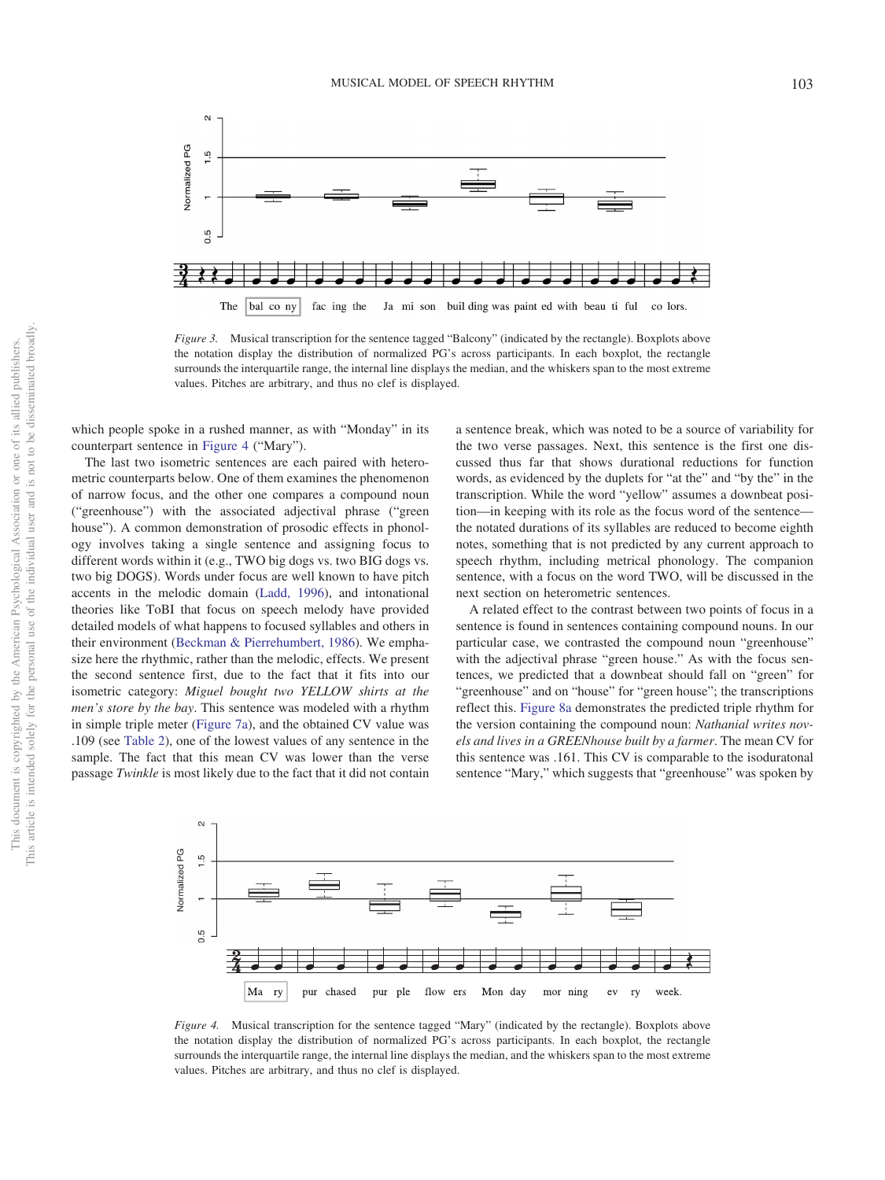*Figure 3.* Musical transcription for the sentence tagged "Balcony" (indicated by the rectangle). Boxplots above the notation display the distribution of normalized PG's across participants. In each boxplot, the rectangle surrounds the interquartile range, the internal line displays the median, and the whiskers span to the most extreme values. Pitches are arbitrary, and thus no clef is displayed.

which people spoke in a rushed manner, as with "Monday" in its counterpart sentence in Figure 4 ("Mary").

The last two isometric sentences are each paired with heterometric counterparts below. One of them examines the phenomenon of narrow focus, and the other one compares a compound noun ("greenhouse") with the associated adjectival phrase ("green house"). A common demonstration of prosodic effects in phonology involves taking a single sentence and assigning focus to different words within it (e.g., TWO big dogs vs. two BIG dogs vs. two big DOGS). Words under focus are well known to have pitch accents in the melodic domain (Ladd, 1996), and intonational theories like ToBI that focus on speech melody have provided detailed models of what happens to focused syllables and others in their environment (Beckman & Pierrehumbert, 1986). We emphasize here the rhythmic, rather than the melodic, effects. We present the second sentence first, due to the fact that it fits into our isometric category: *Miguel bought two YELLOW shirts at the men's store by the bay*. This sentence was modeled with a rhythm in simple triple meter (Figure 7a), and the obtained CV value was .109 (see Table 2), one of the lowest values of any sentence in the sample. The fact that this mean CV was lower than the verse passage *Twinkle* is most likely due to the fact that it did not contain a sentence break, which was noted to be a source of variability for the two verse passages. Next, this sentence is the first one discussed thus far that shows durational reductions for function words, as evidenced by the duplets for "at the" and "by the" in the transcription. While the word "yellow" assumes a downbeat position—in keeping with its role as the focus word of the sentence—the notated durations of its syllables are reduced to become eighth notes, something that is not predicted by any current approach to speech rhythm, including metrical phonology. The companion sentence, with a focus on the word TWO, will be discussed in the next section on heterometric sentences.

A related effect to the contrast between two points of focus in a sentence is found in sentences containing compound nouns. In our particular case, we contrasted the compound noun "greenhouse" with the adjectival phrase "green house." As with the focus sentences, we predicted that a downbeat should fall on "green" for "greenhouse" and on "house" for "green house"; the transcriptions reflect this. Figure 8a demonstrates the predicted triple rhythm for the version containing the compound noun: *Nathanial writes novels and lives in a GREENhouse built by a farmer*. The mean CV for this sentence was .161. This CV is comparable to the isoduratonal sentence "Mary," which suggests that "greenhouse" was spoken by

*Figure 4.* Musical transcription for the sentence tagged "Mary" (indicated by the rectangle). Boxplots above the notation display the distribution of normalized PG's across participants. In each boxplot, the rectangle surrounds the interquartile range, the internal line displays the median, and the whiskers span to the most extreme values. Pitches are arbitrary, and thus no clef is displayed.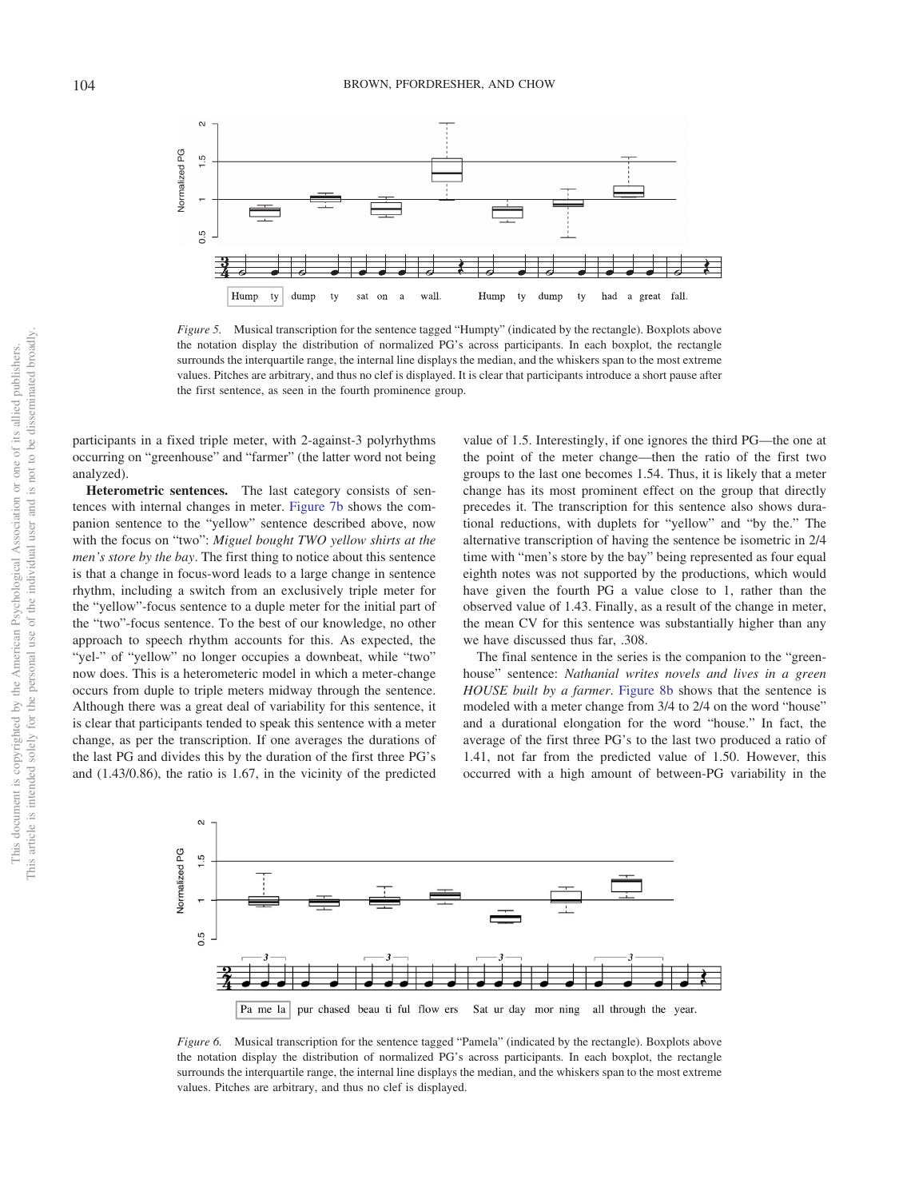*Figure 5.* Musical transcription for the sentence tagged "Humpty" (indicated by the rectangle). Boxplots above the notation display the distribution of normalized PG's across participants. In each boxplot, the rectangle surrounds the interquartile range, the internal line displays the median, and the whiskers span to the most extreme values. Pitches are arbitrary, and thus no clef is displayed. It is clear that participants introduce a short pause after the first sentence, as seen in the fourth prominence group.

participants in a fixed triple meter, with 2-against-3 polyrhythms occurring on "greenhouse" and "farmer" (the latter word not being analyzed).

**Heterometric sentences.** The last category consists of sentences with internal changes in meter. Figure 7b shows the companion sentence to the "yellow" sentence described above, now with the focus on "two": *Miguel bought TWO yellow shirts at the men's store by the bay*. The first thing to notice about this sentence is that a change in focus-word leads to a large change in sentence rhythm, including a switch from an exclusively triple meter for the "yellow"-focus sentence to a duple meter for the initial part of the "two"-focus sentence. To the best of our knowledge, no other approach to speech rhythm accounts for this. As expected, the "yel-" of "yellow" no longer occupies a downbeat, while "two" now does. This is a heterometeric model in which a meter-change occurs from duple to triple meters midway through the sentence. Although there was a great deal of variability for this sentence, it is clear that participants tended to speak this sentence with a meter change, as per the transcription. If one averages the durations of the last PG and divides this by the duration of the first three PG's and (1.43/0.86), the ratio is 1.67, in the vicinity of the predicted value of 1.5. Interestingly, if one ignores the third PG—the one at the point of the meter change—then the ratio of the first two groups to the last one becomes 1.54. Thus, it is likely that a meter change has its most prominent effect on the group that directly precedes it. The transcription for this sentence also shows durational reductions, with duplets for "yellow" and "by the." The alternative transcription of having the sentence be isometric in 2/4 time with "men's store by the bay" being represented as four equal eighth notes was not supported by the productions, which would have given the fourth PG a value close to 1, rather than the observed value of 1.43. Finally, as a result of the change in meter, the mean CV for this sentence was substantially higher than any we have discussed thus far, .308.

The final sentence in the series is the companion to the "greenhouse" sentence: *Nathanial writes novels and lives in a green HOUSE built by a farmer*. Figure 8b shows that the sentence is modeled with a meter change from 3/4 to 2/4 on the word "house" and a durational elongation for the word "house." In fact, the average of the first three PG's to the last two produced a ratio of 1.41, not far from the predicted value of 1.50. However, this occurred with a high amount of between-PG variability in the

*Figure 6.* Musical transcription for the sentence tagged "Pamela" (indicated by the rectangle). Boxplots above the notation display the distribution of normalized PG's across participants. In each boxplot, the rectangle surrounds the interquartile range, the internal line displays the median, and the whiskers span to the most extreme values. Pitches are arbitrary, and thus no clef is displayed.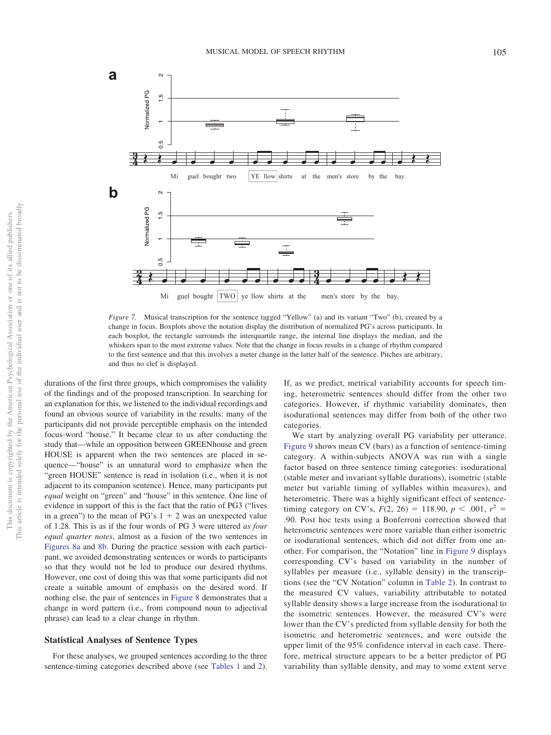*Figure 7.* Musical transcription for the sentence tagged "Yellow" (a) and its variant "Two" (b), created by a change in focus. Boxplots above the notation display the distribution of normalized PG's across participants. In each boxplot, the rectangle surrounds the interquartile range, the internal line displays the median, and the whiskers span to the most extreme values. Note that the change in focus results in a change of rhythm compared to the first sentence and that this involves a meter change in the latter half of the sentence. Pitches are arbitrary, and thus no clef is displayed.

durations of the first three groups, which compromises the validity of the findings and of the proposed transcription. In searching for an explanation for this, we listened to the individual recordings and found an obvious source of variability in the results: many of the participants did not provide perceptible emphasis on the intended focus-word "house." It became clear to us after conducting the study that—while an opposition between GREENhouse and green HOUSE is apparent when the two sentences are placed in sequence—"house" is an unnatural word to emphasize when the "green HOUSE" sentence is read in isolation (i.e., when it is not adjacent to its companion sentence). Hence, many participants put *equal* weight on "green" and "house" in this sentence. One line of evidence in support of this is the fact that the ratio of PG3 ("lives in a green") to the mean of PG's 1 + 2 was an unexpected value of 1.28. This is as if the four words of PG 3 were uttered *as four equal quarter notes*, almost as a fusion of the two sentences in Figures 8a and 8b. During the practice session with each participant, we avoided demonstrating sentences or words to participants so that they would not be led to produce our desired rhythms. However, one cost of doing this was that some participants did not create a suitable amount of emphasis on the desired word. If nothing else, the pair of sentences in Figure 8 demonstrates that a change in word pattern (i.e., from compound noun to adjectival phrase) can lead to a clear change in rhythm.

## Statistical Analyses of Sentence Types

For these analyses, we grouped sentences according to the three sentence-timing categories described above (see Tables 1 and 2). If, as we predict, metrical variability accounts for speech timing, heterometric sentences should differ from the other two categories. However, if rhythmic variability dominates, then isodurational sentences may differ from both of the other two categories.

We start by analyzing overall PG variability per utterance. Figure 9 shows mean CV (bars) as a function of sentence-timing category. A within-subjects ANOVA was run with a single factor based on three sentence timing categories: isodurational (stable meter and invariant syllable durations), isometric (stable meter but variable timing of syllables within measures), and heterometric. There was a highly significant effect of sentence-timing category on CV's, $F(2, 26) = 118.90$, $p < .001$, $r^2 = .90$. Post hoc tests using a Bonferroni correction showed that heterometric sentences were more variable than either isometric or isodurational sentences, which did not differ from one another. For comparison, the "Notation" line in Figure 9 displays corresponding CV's based on variability in the number of syllables per measure (i.e., syllable density) in the transcriptions (see the "CV Notation" column in Table 2). In contrast to the measured CV values, variability attributable to notated syllable density shows a large increase from the isodurational to the isometric sentences. However, the measured CV's were lower than the CV's predicted from syllable density for both the isometric and heterometric sentences, and were outside the upper limit of the 95% confidence interval in each case. Therefore, metrical structure appears to be a better predictor of PG variability than syllable density, and may to some extent serve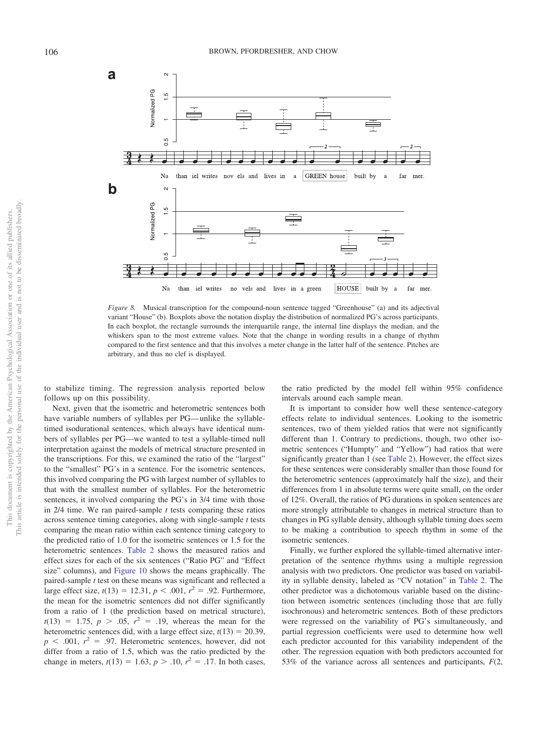*Figure 8.* Musical transcription for the compound-noun sentence tagged "Greenhouse" (a) and its adjectival variant "House" (b). Boxplots above the notation display the distribution of normalized PG's across participants. In each boxplot, the rectangle surrounds the interquartile range, the internal line displays the median, and the whiskers span to the most extreme values. Note that the change in wording results in a change of rhythm compared to the first sentence and that this involves a meter change in the latter half of the sentence. Pitches are arbitrary, and thus no clef is displayed.

to stabilize timing. The regression analysis reported below follows up on this possibility.

Next, given that the isometric and heterometric sentences both have variable numbers of syllables per PG—unlike the syllable-timed isodurational sentences, which always have identical numbers of syllables per PG—we wanted to test a syllable-timed null interpretation against the models of metrical structure presented in the transcriptions. For this, we examined the ratio of the "largest" to the "smallest" PG's in a sentence. For the isometric sentences, this involved comparing the PG with largest number of syllables to that with the smallest number of syllables. For the heterometric sentences, it involved comparing the PG's in 3/4 time with those in 2/4 time. We ran paired-sample *t* tests comparing these ratios across sentence timing categories, along with single-sample *t* tests comparing the mean ratio within each sentence timing category to the predicted ratio of 1.0 for the isometric sentences or 1.5 for the heterometric sentences. Table 2 shows the measured ratios and effect sizes for each of the six sentences ("Ratio PG" and "Effect size" columns), and Figure 10 shows the means graphically. The paired-sample *t* test on these means was significant and reflected a large effect size, $t(13) = 12.31$, $p < .001$, $r^2 = .92$. Furthermore, the mean for the isometric sentences did not differ significantly from a ratio of 1 (the prediction based on metrical structure), $t(13) = 1.75$, $p > .05$, $r^2 = .19$, whereas the mean for the heterometric sentences did, with a large effect size, $t(13) = 20.39$, $p < .001$, $r^2 = .97$. Heterometric sentences, however, did not differ from a ratio of 1.5, which was the ratio predicted by the change in meters, $t(13) = 1.63$, $p > .10$, $r^2 = .17$. In both cases, the ratio predicted by the model fell within 95% confidence intervals around each sample mean.

It is important to consider how well these sentence-category effects relate to individual sentences. Looking to the isometric sentences, two of them yielded ratios that were not significantly different than 1. Contrary to predictions, though, two other isometric sentences ("Humpty" and "Yellow") had ratios that were significantly greater than 1 (see Table 2). However, the effect sizes for these sentences were considerably smaller than those found for the heterometric sentences (approximately half the size), and their differences from 1 in absolute terms were quite small, on the order of 12%. Overall, the ratios of PG durations in spoken sentences are more strongly attributable to changes in metrical structure than to changes in PG syllable density, although syllable timing does seem to be making a contribution to speech rhythm in some of the isometric sentences.

Finally, we further explored the syllable-timed alternative interpretation of the sentence rhythms using a multiple regression analysis with two predictors. One predictor was based on variability in syllable density, labeled as "CV notation" in Table 2. The other predictor was a dichotomous variable based on the distinction between isometric sentences (including those that are fully isochronous) and heterometric sentences. Both of these predictors were regressed on the variability of PG's simultaneously, and partial regression coefficients were used to determine how well each predictor accounted for this variability independent of the other. The regression equation with both predictors accounted for 53% of the variance across all sentences and participants, *F*(2,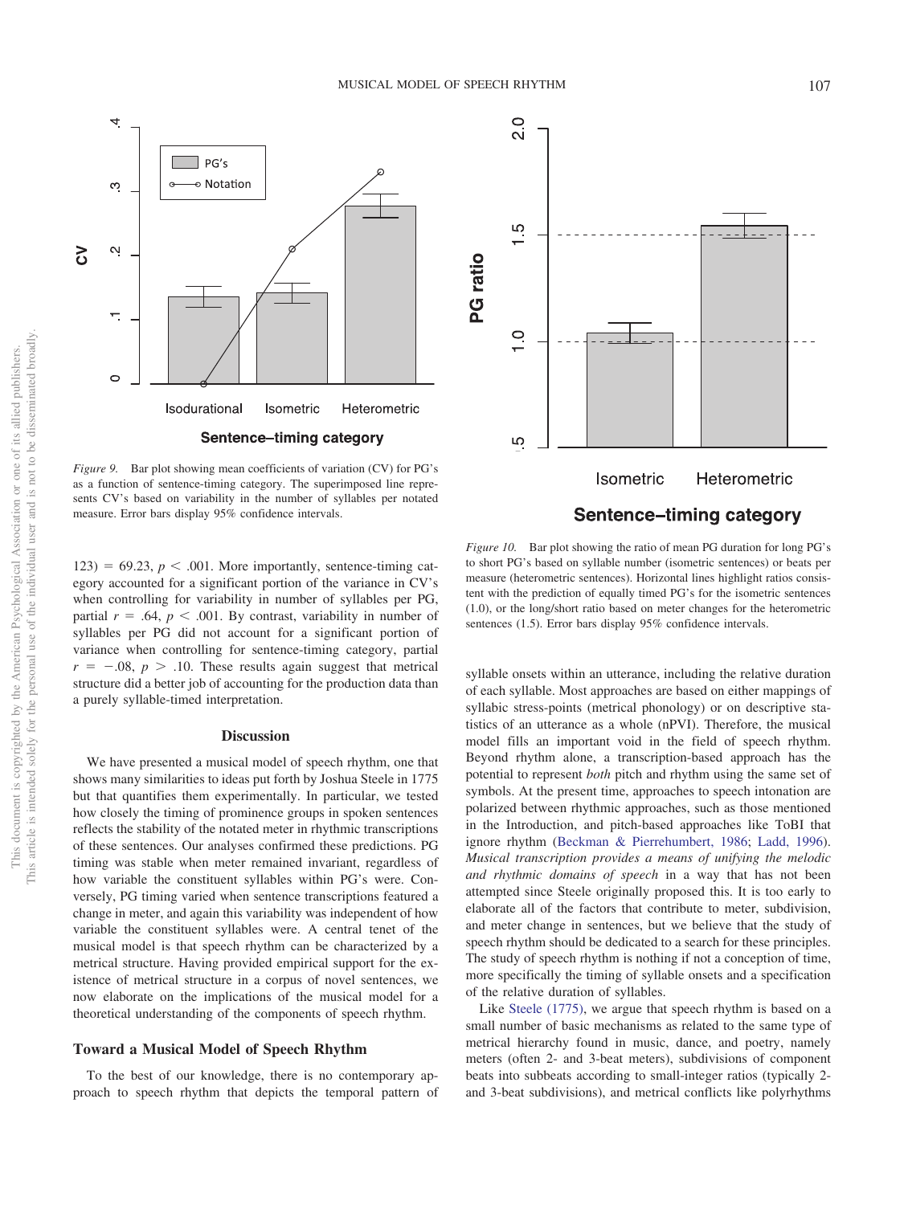*Figure 9.* Bar plot showing mean coefficients of variation (CV) for PG's as a function of sentence-timing category. The superimposed line represents CV's based on variability in the number of syllables per notated measure. Error bars display 95% confidence intervals.

*Figure 10.* Bar plot showing the ratio of mean PG duration for long PG's to short PG's based on syllable number (isometric sentences) or beats per measure (heterometric sentences). Horizontal lines highlight ratios consistent with the prediction of equally timed PG's for the isometric sentences (1.0), or the long/short ratio based on meter changes for the heterometric sentences (1.5). Error bars display 95% confidence intervals.

123) = 69.23, $p < .001$. More importantly, sentence-timing category accounted for a significant portion of the variance in CV's when controlling for variability in number of syllables per PG, partial $r = .64$, $p < .001$. By contrast, variability in number of syllables per PG did not account for a significant portion of variance when controlling for sentence-timing category, partial $r = -.08$, $p > .10$. These results again suggest that metrical structure did a better job of accounting for the production data than a purely syllable-timed interpretation.

## Discussion

We have presented a musical model of speech rhythm, one that shows many similarities to ideas put forth by Joshua Steele in 1775 but that quantifies them experimentally. In particular, we tested how closely the timing of prominence groups in spoken sentences reflects the stability of the notated meter in rhythmic transcriptions of these sentences. Our analyses confirmed these predictions. PG timing was stable when meter remained invariant, regardless of how variable the constituent syllables within PG's were. Conversely, PG timing varied when sentence transcriptions featured a change in meter, and again this variability was independent of how variable the constituent syllables were. A central tenet of the musical model is that speech rhythm can be characterized by a metrical structure. Having provided empirical support for the existence of metrical structure in a corpus of novel sentences, we now elaborate on the implications of the musical model for a theoretical understanding of the components of speech rhythm.

### Toward a Musical Model of Speech Rhythm

To the best of our knowledge, there is no contemporary approach to speech rhythm that depicts the temporal pattern of syllable onsets within an utterance, including the relative duration of each syllable. Most approaches are based on either mappings of syllabic stress-points (metrical phonology) or on descriptive statistics of an utterance as a whole (nPVI). Therefore, the musical model fills an important void in the field of speech rhythm. Beyond rhythm alone, a transcription-based approach has the potential to represent *both* pitch and rhythm using the same set of symbols. At the present time, approaches to speech intonation are polarized between rhythmic approaches, such as those mentioned in the Introduction, and pitch-based approaches like ToBI that ignore rhythm (Beckman & Pierrehumbert, 1986; Ladd, 1996). *Musical transcription provides a means of unifying the melodic and rhythmic domains of speech* in a way that has not been attempted since Steele originally proposed this. It is too early to elaborate all of the factors that contribute to meter, subdivision, and meter change in sentences, but we believe that the study of speech rhythm should be dedicated to a search for these principles. The study of speech rhythm is nothing if not a conception of time, more specifically the timing of syllable onsets and a specification of the relative duration of syllables.

Like Steele (1775), we argue that speech rhythm is based on a small number of basic mechanisms as related to the same type of metrical hierarchy found in music, dance, and poetry, namely meters (often 2- and 3-beat meters), subdivisions of component beats into subbeats according to small-integer ratios (typically 2- and 3-beat subdivisions), and metrical conflicts like polyrhythms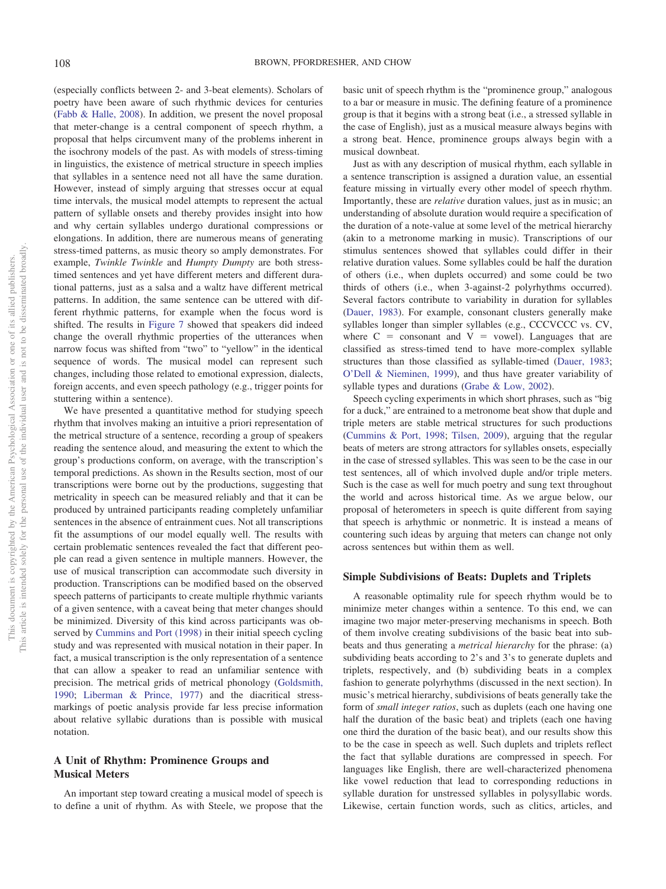(especially conflicts between 2- and 3-beat elements). Scholars of poetry have been aware of such rhythmic devices for centuries (Fabb & Halle, 2008). In addition, we present the novel proposal that meter-change is a central component of speech rhythm, a proposal that helps circumvent many of the problems inherent in the isochrony models of the past. As with models of stress-timing in linguistics, the existence of metrical structure in speech implies that syllables in a sentence need not all have the same duration. However, instead of simply arguing that stresses occur at equal time intervals, the musical model attempts to represent the actual pattern of syllable onsets and thereby provides insight into how and why certain syllables undergo durational compressions or elongations. In addition, there are numerous means of generating stress-timed patterns, as music theory so amply demonstrates. For example, *Twinkle Twinkle* and *Humpty Dumpty* are both stress-timed sentences and yet have different meters and different durational patterns, just as a salsa and a waltz have different metrical patterns. In addition, the same sentence can be uttered with different rhythmic patterns, for example when the focus word is shifted. The results in Figure 7 showed that speakers did indeed change the overall rhythmic properties of the utterances when narrow focus was shifted from "two" to "yellow" in the identical sequence of words. The musical model can represent such changes, including those related to emotional expression, dialects, foreign accents, and even speech pathology (e.g., trigger points for stuttering within a sentence).

We have presented a quantitative method for studying speech rhythm that involves making an intuitive a priori representation of the metrical structure of a sentence, recording a group of speakers reading the sentence aloud, and measuring the extent to which the group's productions conform, on average, with the transcription's temporal predictions. As shown in the Results section, most of our transcriptions were borne out by the productions, suggesting that metricality in speech can be measured reliably and that it can be produced by untrained participants reading completely unfamiliar sentences in the absence of entrainment cues. Not all transcriptions fit the assumptions of our model equally well. The results with certain problematic sentences revealed the fact that different people can read a given sentence in multiple manners. However, the use of musical transcription can accommodate such diversity in production. Transcriptions can be modified based on the observed speech patterns of participants to create multiple rhythmic variants of a given sentence, with a caveat being that meter changes should be minimized. Diversity of this kind across participants was observed by Cummins and Port (1998) in their initial speech cycling study and was represented with musical notation in their paper. In fact, a musical transcription is the only representation of a sentence that can allow a speaker to read an unfamiliar sentence with precision. The metrical grids of metrical phonology (Goldsmith, 1990; Liberman & Prince, 1977) and the diacritical stress-markings of poetic analysis provide far less precise information about relative syllabic durations than is possible with musical notation.

## A Unit of Rhythm: Prominence Groups and Musical Meters

An important step toward creating a musical model of speech is to define a unit of rhythm. As with Steele, we propose that the basic unit of speech rhythm is the "prominence group," analogous to a bar or measure in music. The defining feature of a prominence group is that it begins with a strong beat (i.e., a stressed syllable in the case of English), just as a musical measure always begins with a strong beat. Hence, prominence groups always begin with a musical downbeat.

Just as with any description of musical rhythm, each syllable in a sentence transcription is assigned a duration value, an essential feature missing in virtually every other model of speech rhythm. Importantly, these are *relative* duration values, just as in music; an understanding of absolute duration would require a specification of the duration of a note-value at some level of the metrical hierarchy (akin to a metronome marking in music). Transcriptions of our stimulus sentences showed that syllables could differ in their relative duration values. Some syllables could be half the duration of others (i.e., when duplets occurred) and some could be two thirds of others (i.e., when 3-against-2 polyrhythms occurred). Several factors contribute to variability in duration for syllables (Dauer, 1983). For example, consonant clusters generally make syllables longer than simpler syllables (e.g., CCCVCCC vs. CV, where C = consonant and V = vowel). Languages that are classified as stress-timed tend to have more-complex syllable structures than those classified as syllable-timed (Dauer, 1983; O'Dell & Nieminen, 1999), and thus have greater variability of syllable types and durations (Grabe & Low, 2002).

Speech cycling experiments in which short phrases, such as "big for a duck," are entrained to a metronome beat show that duple and triple meters are stable metrical structures for such productions (Cummins & Port, 1998; Tilsen, 2009), arguing that the regular beats of meters are strong attractors for syllables onsets, especially in the case of stressed syllables. This was seen to be the case in our test sentences, all of which involved duple and/or triple meters. Such is the case as well for much poetry and sung text throughout the world and across historical time. As we argue below, our proposal of heterometers in speech is quite different from saying that speech is arhythmic or nonmetric. It is instead a means of countering such ideas by arguing that meters can change not only across sentences but within them as well.

## Simple Subdivisions of Beats: Duplets and Triplets

A reasonable optimality rule for speech rhythm would be to minimize meter changes within a sentence. To this end, we can imagine two major meter-preserving mechanisms in speech. Both of them involve creating subdivisions of the basic beat into subbeats and thus generating a *metrical hierarchy* for the phrase: (a) subdividing beats according to 2's and 3's to generate duplets and triplets, respectively, and (b) subdividing beats in a complex fashion to generate polyrhythms (discussed in the next section). In music's metrical hierarchy, subdivisions of beats generally take the form of *small integer ratios*, such as duplets (each one having one half the duration of the basic beat) and triplets (each one having one third the duration of the basic beat), and our results show this to be the case in speech as well. Such duplets and triplets reflect the fact that syllable durations are compressed in speech. For languages like English, there are well-characterized phenomena like vowel reduction that lead to corresponding reductions in syllable duration for unstressed syllables in polysyllabic words. Likewise, certain function words, such as clitics, articles, and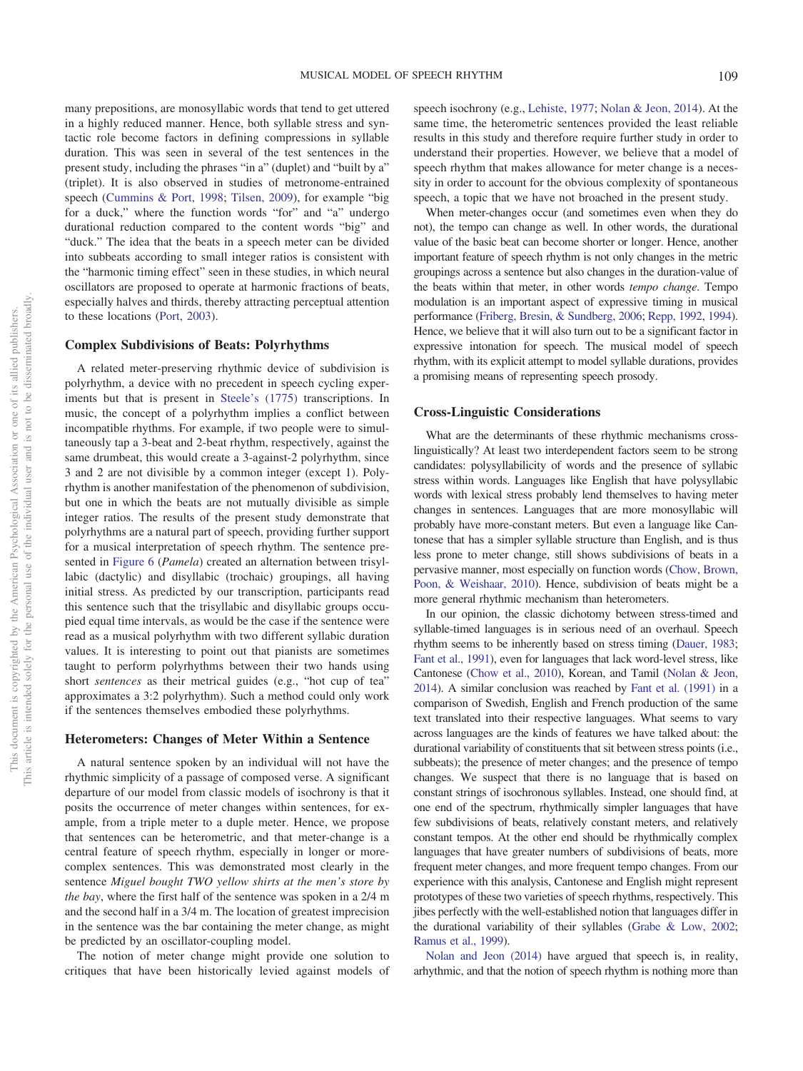many prepositions, are monosyllabic words that tend to get uttered in a highly reduced manner. Hence, both syllable stress and syntactic role become factors in defining compressions in syllable duration. This was seen in several of the test sentences in the present study, including the phrases "in a" (duplet) and "built by a" (triplet). It is also observed in studies of metronome-entrained speech (Cummins & Port, 1998; Tilsen, 2009), for example "big for a duck," where the function words "for" and "a" undergo durational reduction compared to the content words "big" and "duck." The idea that the beats in a speech meter can be divided into subbeats according to small integer ratios is consistent with the "harmonic timing effect" seen in these studies, in which neural oscillators are proposed to operate at harmonic fractions of beats, especially halves and thirds, thereby attracting perceptual attention to these locations (Port, 2003).

### Complex Subdivisions of Beats: Polyrhythms

A related meter-preserving rhythmic device of subdivision is polyrhythm, a device with no precedent in speech cycling experiments but that is present in Steele's (1775) transcriptions. In music, the concept of a polyrhythm implies a conflict between incompatible rhythms. For example, if two people were to simultaneously tap a 3-beat and 2-beat rhythm, respectively, against the same drumbeat, this would create a 3-against-2 polyrhythm, since 3 and 2 are not divisible by a common integer (except 1). Polyrhythm is another manifestation of the phenomenon of subdivision, but one in which the beats are not mutually divisible as simple integer ratios. The results of the present study demonstrate that polyrhythms are a natural part of speech, providing further support for a musical interpretation of speech rhythm. The sentence presented in Figure 6 (*Pamela*) created an alternation between trisyllabic (dactylic) and disyllabic (trochaic) groupings, all having initial stress. As predicted by our transcription, participants read this sentence such that the trisyllabic and disyllabic groups occupied equal time intervals, as would be the case if the sentence were read as a musical polyrhythm with two different syllabic duration values. It is interesting to point out that pianists are sometimes taught to perform polyrhythms between their two hands using short *sentences* as their metrical guides (e.g., "hot cup of tea" approximates a 3:2 polyrhythm). Such a method could only work if the sentences themselves embodied these polyrhythms.

### Heterometers: Changes of Meter Within a Sentence

A natural sentence spoken by an individual will not have the rhythmic simplicity of a passage of composed verse. A significant departure of our model from classic models of isochrony is that it posits the occurrence of meter changes within sentences, for example, from a triple meter to a duple meter. Hence, we propose that sentences can be heterometric, and that meter-change is a central feature of speech rhythm, especially in longer or more-complex sentences. This was demonstrated most clearly in the sentence *Miguel bought TWO yellow shirts at the men's store by the bay*, where the first half of the sentence was spoken in a 2/4 m and the second half in a 3/4 m. The location of greatest imprecision in the sentence was the bar containing the meter change, as might be predicted by an oscillator-coupling model.

The notion of meter change might provide one solution to critiques that have been historically levied against models of speech isochrony (e.g., Lehiste, 1977; Nolan & Jeon, 2014). At the same time, the heterometric sentences provided the least reliable results in this study and therefore require further study in order to understand their properties. However, we believe that a model of speech rhythm that makes allowance for meter change is a necessity in order to account for the obvious complexity of spontaneous speech, a topic that we have not broached in the present study.

When meter-changes occur (and sometimes even when they do not), the tempo can change as well. In other words, the durational value of the basic beat can become shorter or longer. Hence, another important feature of speech rhythm is not only changes in the metric groupings across a sentence but also changes in the duration-value of the beats within that meter, in other words *tempo change*. Tempo modulation is an important aspect of expressive timing in musical performance (Friberg, Bresin, & Sundberg, 2006; Repp, 1992, 1994). Hence, we believe that it will also turn out to be a significant factor in expressive intonation for speech. The musical model of speech rhythm, with its explicit attempt to model syllable durations, provides a promising means of representing speech prosody.

### Cross-Linguistic Considerations

What are the determinants of these rhythmic mechanisms cross-linguistically? At least two interdependent factors seem to be strong candidates: polysyllabicity of words and the presence of syllabic stress within words. Languages like English that have polysyllabic words with lexical stress probably lend themselves to having meter changes in sentences. Languages that are more monosyllabic will probably have more-constant meters. But even a language like Cantonese that has a simpler syllable structure than English, and is thus less prone to meter change, still shows subdivisions of beats in a pervasive manner, most especially on function words (Chow, Brown, Poon, & Weishaar, 2010). Hence, subdivision of beats might be a more general rhythmic mechanism than heterometers.

In our opinion, the classic dichotomy between stress-timed and syllable-timed languages is in serious need of an overhaul. Speech rhythm seems to be inherently based on stress timing (Dauer, 1983; Fant et al., 1991), even for languages that lack word-level stress, like Cantonese (Chow et al., 2010), Korean, and Tamil (Nolan & Jeon, 2014). A similar conclusion was reached by Fant et al. (1991) in a comparison of Swedish, English and French production of the same text translated into their respective languages. What seems to vary across languages are the kinds of features we have talked about: the durational variability of constituents that sit between stress points (i.e., subbeats); the presence of meter changes; and the presence of tempo changes. We suspect that there is no language that is based on constant strings of isochronous syllables. Instead, one should find, at one end of the spectrum, rhythmically simpler languages that have few subdivisions of beats, relatively constant meters, and relatively constant tempos. At the other end should be rhythmically complex languages that have greater numbers of subdivisions of beats, more frequent meter changes, and more frequent tempo changes. From our experience with this analysis, Cantonese and English might represent prototypes of these two varieties of speech rhythms, respectively. This jibes perfectly with the well-established notion that languages differ in the durational variability of their syllables (Grabe & Low, 2002; Ramus et al., 1999).

Nolan and Jeon (2014) have argued that speech is, in reality, arhythmic, and that the notion of speech rhythm is nothing more than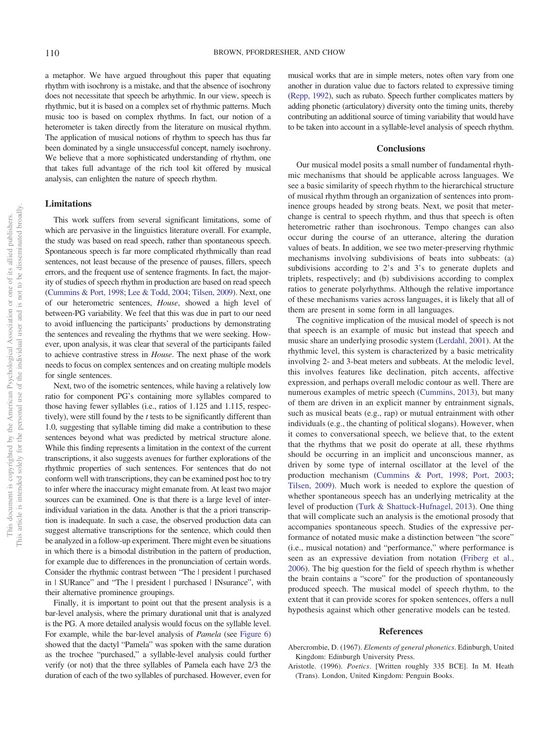a metaphor. We have argued throughout this paper that equating rhythm with isochrony is a mistake, and that the absence of isochrony does not necessitate that speech be arhythmic. In our view, speech is rhythmic, but it is based on a complex set of rhythmic patterns. Much music too is based on complex rhythms. In fact, our notion of a heterometer is taken directly from the literature on musical rhythm. The application of musical notions of rhythm to speech has thus far been dominated by a single unsuccessful concept, namely isochrony. We believe that a more sophisticated understanding of rhythm, one that takes full advantage of the rich tool kit offered by musical analysis, can enlighten the nature of speech rhythm.

## Limitations

This work suffers from several significant limitations, some of which are pervasive in the linguistics literature overall. For example, the study was based on read speech, rather than spontaneous speech. Spontaneous speech is far more complicated rhythmically than read sentences, not least because of the presence of pauses, fillers, speech errors, and the frequent use of sentence fragments. In fact, the majority of studies of speech rhythm in production are based on read speech (Cummins & Port, 1998; Lee & Todd, 2004; Tilsen, 2009). Next, one of our heterometric sentences, *House*, showed a high level of between-PG variability. We feel that this was due in part to our need to avoid influencing the participants' productions by demonstrating the sentences and revealing the rhythms that we were seeking. However, upon analysis, it was clear that several of the participants failed to achieve contrastive stress in *House*. The next phase of the work needs to focus on complex sentences and on creating multiple models for single sentences.

Next, two of the isometric sentences, while having a relatively low ratio for component PG's containing more syllables compared to those having fewer syllables (i.e., ratios of 1.125 and 1.115, respectively), were still found by the $t$ tests to be significantly different than 1.0, suggesting that syllable timing did make a contribution to these sentences beyond what was predicted by metrical structure alone. While this finding represents a limitation in the context of the current transcriptions, it also suggests avenues for further explorations of the rhythmic properties of such sentences. For sentences that do not conform well with transcriptions, they can be examined post hoc to try to infer where the inaccuracy might emanate from. At least two major sources can be examined. One is that there is a large level of inter-individual variation in the data. Another is that the a priori transcription is inadequate. In such a case, the observed production data can suggest alternative transcriptions for the sentence, which could then be analyzed in a follow-up experiment. There might even be situations in which there is a bimodal distribution in the pattern of production, for example due to differences in the pronunciation of certain words. Consider the rhythmic contrast between "The | president | purchased in | SURance" and "The | president | purchased | INsurance", with their alternative prominence groupings.

Finally, it is important to point out that the present analysis is a bar-level analysis, where the primary durational unit that is analyzed is the PG. A more detailed analysis would focus on the syllable level. For example, while the bar-level analysis of *Pamela* (see Figure 6) showed that the dactyl "Pamela" was spoken with the same duration as the trochee "purchased," a syllable-level analysis could further verify (or not) that the three syllables of Pamela each have 2/3 the duration of each of the two syllables of purchased. However, even for musical works that are in simple meters, notes often vary from one another in duration value due to factors related to expressive timing (Repp, 1992), such as rubato. Speech further complicates matters by adding phonetic (articulatory) diversity onto the timing units, thereby contributing an additional source of timing variability that would have to be taken into account in a syllable-level analysis of speech rhythm.

## Conclusions

Our musical model posits a small number of fundamental rhythmic mechanisms that should be applicable across languages. We see a basic similarity of speech rhythm to the hierarchical structure of musical rhythm through an organization of sentences into prominence groups headed by strong beats. Next, we posit that meter-change is central to speech rhythm, and thus that speech is often heterometric rather than isochronous. Tempo changes can also occur during the course of an utterance, altering the duration values of beats. In addition, we see two meter-preserving rhythmic mechanisms involving subdivisions of beats into subbeats: (a) subdivisions according to 2's and 3's to generate duplets and triplets, respectively; and (b) subdivisions according to complex ratios to generate polyrhythms. Although the relative importance of these mechanisms varies across languages, it is likely that all of them are present in some form in all languages.

The cognitive implication of the musical model of speech is not that speech is an example of music but instead that speech and music share an underlying prosodic system (Lerdahl, 2001). At the rhythmic level, this system is characterized by a basic metricality involving 2- and 3-beat meters and subbeats. At the melodic level, this involves features like declination, pitch accents, affective expression, and perhaps overall melodic contour as well. There are numerous examples of metric speech (Cummins, 2013), but many of them are driven in an explicit manner by entrainment signals, such as musical beats (e.g., rap) or mutual entrainment with other individuals (e.g., the chanting of political slogans). However, when it comes to conversational speech, we believe that, to the extent that the rhythms that we posit do operate at all, these rhythms should be occurring in an implicit and unconscious manner, as driven by some type of internal oscillator at the level of the production mechanism (Cummins & Port, 1998; Port, 2003; Tilsen, 2009). Much work is needed to explore the question of whether spontaneous speech has an underlying metricality at the level of production (Turk & Shattuck-Hufnagel, 2013). One thing that will complicate such an analysis is the emotional prosody that accompanies spontaneous speech. Studies of the expressive performance of notated music make a distinction between "the score" (i.e., musical notation) and "performance," where performance is seen as an expressive deviation from notation (Friberg et al., 2006). The big question for the field of speech rhythm is whether the brain contains a "score" for the production of spontaneously produced speech. The musical model of speech rhythm, to the extent that it can provide scores for spoken sentences, offers a null hypothesis against which other generative models can be tested.

## References

Abercrombie, D. (1967). *Elements of general phonetics*. Edinburgh, United Kingdom: Edinburgh University Press.

Aristotle. (1996). *Poetics*. [Written roughly 335 BCE]. In M. Heath (Trans). London, United Kingdom: Penguin Books.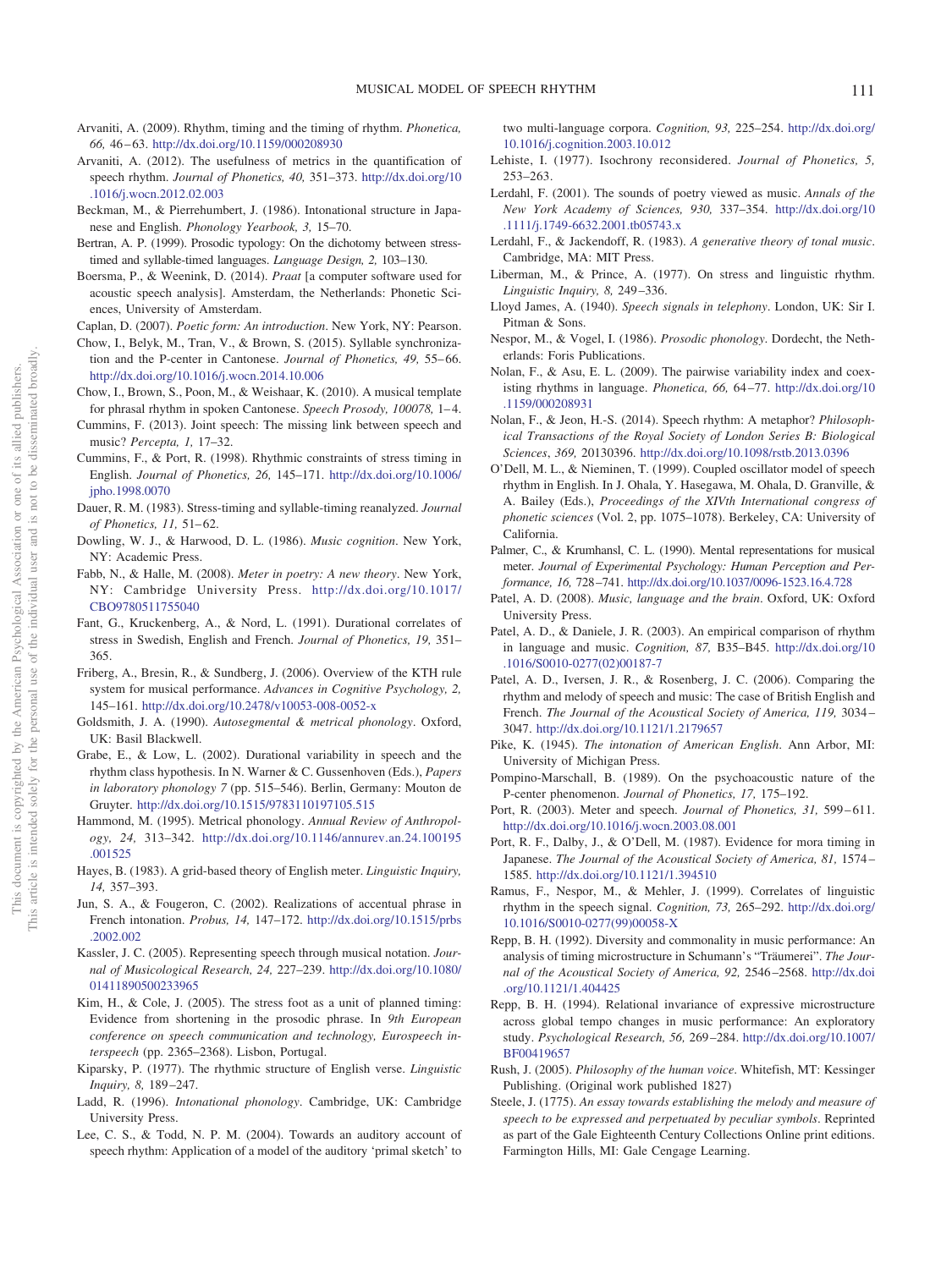Arvaniti, A. (2009). Rhythm, timing and the timing of rhythm. *Phonetica, 66,* 46–63. http://dx.doi.org/10.1159/000208930

Arvaniti, A. (2012). The usefulness of metrics in the quantification of speech rhythm. *Journal of Phonetics, 40,* 351–373. http://dx.doi.org/10.1016/j.wocn.2012.02.003

Beckman, M., & Pierrehumbert, J. (1986). Intonational structure in Japanese and English. *Phonology Yearbook, 3,* 15–70.

Bertran, A. P. (1999). Prosodic typology: On the dichotomy between stress-timed and syllable-timed languages. *Language Design, 2,* 103–130.

Boersma, P., & Weenink, D. (2014). *Praat* [a computer software used for acoustic speech analysis]. Amsterdam, the Netherlands: Phonetic Sciences, University of Amsterdam.

Caplan, D. (2007). *Poetic form: An introduction*. New York, NY: Pearson.

Chow, I., Belyk, M., Tran, V., & Brown, S. (2015). Syllable synchronization and the P-center in Cantonese. *Journal of Phonetics, 49,* 55–66. http://dx.doi.org/10.1016/j.wocn.2014.10.006

Chow, I., Brown, S., Poon, M., & Weishaar, K. (2010). A musical template for phrasal rhythm in spoken Cantonese. *Speech Prosody, 100078,* 1–4.

Cummins, F. (2013). Joint speech: The missing link between speech and music? *Percepta, 1,* 17–32.

Cummins, F., & Port, R. (1998). Rhythmic constraints of stress timing in English. *Journal of Phonetics, 26,* 145–171. http://dx.doi.org/10.1006/jpho.1998.0070

Dauer, R. M. (1983). Stress-timing and syllable-timing reanalyzed. *Journal of Phonetics, 11,* 51–62.

Dowling, W. J., & Harwood, D. L. (1986). *Music cognition*. New York, NY: Academic Press.

Fabb, N., & Halle, M. (2008). *Meter in poetry: A new theory*. New York, NY: Cambridge University Press. http://dx.doi.org/10.1017/CBO9780511755040

Fant, G., Kruckenberg, A., & Nord, L. (1991). Durational correlates of stress in Swedish, English and French. *Journal of Phonetics, 19,* 351–365.

Friberg, A., Bresin, R., & Sundberg, J. (2006). Overview of the KTH rule system for musical performance. *Advances in Cognitive Psychology, 2,* 145–161. http://dx.doi.org/10.2478/v10053-008-0052-x

Goldsmith, J. A. (1990). *Autosegmental & metrical phonology*. Oxford, UK: Basil Blackwell.

Grabe, E., & Low, L. (2002). Durational variability in speech and the rhythm class hypothesis. In N. Warner & C. Gussenhoven (Eds.), *Papers in laboratory phonology 7* (pp. 515–546). Berlin, Germany: Mouton de Gruyter. http://dx.doi.org/10.1515/9783110197105.515

Hammond, M. (1995). Metrical phonology. *Annual Review of Anthropology, 24,* 313–342. http://dx.doi.org/10.1146/annurev.an.24.100195.001525

Hayes, B. (1983). A grid-based theory of English meter. *Linguistic Inquiry, 14,* 357–393.

Jun, S. A., & Fougeron, C. (2002). Realizations of accentual phrase in French intonation. *Probus, 14,* 147–172. http://dx.doi.org/10.1515/prbs.2002.002

Kassler, J. C. (2005). Representing speech through musical notation. *Journal of Musicological Research, 24,* 227–239. http://dx.doi.org/10.1080/01411890500233965

Kim, H., & Cole, J. (2005). The stress foot as a unit of planned timing: Evidence from shortening in the prosodic phrase. In *9th European conference on speech communication and technology, Eurospeech interspeech* (pp. 2365–2368). Lisbon, Portugal.

Kiparsky, P. (1977). The rhythmic structure of English verse. *Linguistic Inquiry, 8,* 189–247.

Ladd, R. (1996). *Intonational phonology*. Cambridge, UK: Cambridge University Press.

Lee, C. S., & Todd, N. P. M. (2004). Towards an auditory account of speech rhythm: Application of a model of the auditory 'primal sketch' to two multi-language corpora. *Cognition, 93,* 225–254. http://dx.doi.org/10.1016/j.cognition.2003.10.012

Lehiste, I. (1977). Isochrony reconsidered. *Journal of Phonetics, 5,* 253–263.

Lerdahl, F. (2001). The sounds of poetry viewed as music. *Annals of the New York Academy of Sciences, 930,* 337–354. http://dx.doi.org/10.1111/j.1749-6632.2001.tb05743.x

Lerdahl, F., & Jackendoff, R. (1983). *A generative theory of tonal music*. Cambridge, MA: MIT Press.

Liberman, M., & Prince, A. (1977). On stress and linguistic rhythm. *Linguistic Inquiry, 8,* 249–336.

Lloyd James, A. (1940). *Speech signals in telephony*. London, UK: Sir I. Pitman & Sons.

Nespor, M., & Vogel, I. (1986). *Prosodic phonology*. Dordecht, the Netherlands: Foris Publications.

Nolan, F., & Asu, E. L. (2009). The pairwise variability index and coexisting rhythms in language. *Phonetica, 66,* 64–77. http://dx.doi.org/10.1159/000208931

Nolan, F., & Jeon, H.-S. (2014). Speech rhythm: A metaphor? *Philosophical Transactions of the Royal Society of London Series B: Biological Sciences, 369,* 20130396. http://dx.doi.org/10.1098/rstb.2013.0396

O'Dell, M. L., & Nieminen, T. (1999). Coupled oscillator model of speech rhythm in English. In J. Ohala, Y. Hasegawa, M. Ohala, D. Granville, & A. Bailey (Eds.), *Proceedings of the XIVth International congress of phonetic sciences* (Vol. 2, pp. 1075–1078). Berkeley, CA: University of California.

Palmer, C., & Krumhansl, C. L. (1990). Mental representations for musical meter. *Journal of Experimental Psychology: Human Perception and Performance, 16,* 728–741. http://dx.doi.org/10.1037/0096-1523.16.4.728

Patel, A. D. (2008). *Music, language and the brain*. Oxford, UK: Oxford University Press.

Patel, A. D., & Daniele, J. R. (2003). An empirical comparison of rhythm in language and music. *Cognition, 87,* B35–B45. http://dx.doi.org/10.1016/S0010-0277(02)00187-7

Patel, A. D., Iversen, J. R., & Rosenberg, J. C. (2006). Comparing the rhythm and melody of speech and music: The case of British English and French. *The Journal of the Acoustical Society of America, 119,* 3034–3047. http://dx.doi.org/10.1121/1.2179657

Pike, K. (1945). *The intonation of American English*. Ann Arbor, MI: University of Michigan Press.

Pompino-Marschall, B. (1989). On the psychoacoustic nature of the P-center phenomenon. *Journal of Phonetics, 17,* 175–192.

Port, R. (2003). Meter and speech. *Journal of Phonetics, 31,* 599–611. http://dx.doi.org/10.1016/j.wocn.2003.08.001

Port, R. F., Dalby, J., & O'Dell, M. (1987). Evidence for mora timing in Japanese. *The Journal of the Acoustical Society of America, 81,* 1574–1585. http://dx.doi.org/10.1121/1.394510

Ramus, F., Nespor, M., & Mehler, J. (1999). Correlates of linguistic rhythm in the speech signal. *Cognition, 73,* 265–292. http://dx.doi.org/10.1016/S0010-0277(99)00058-X

Repp, B. H. (1992). Diversity and commonality in music performance: An analysis of timing microstructure in Schumann's "Träumerei". *The Journal of the Acoustical Society of America, 92,* 2546–2568. http://dx.doi.org/10.1121/1.404425

Repp, B. H. (1994). Relational invariance of expressive microstructure across global tempo changes in music performance: An exploratory study. *Psychological Research, 56,* 269–284. http://dx.doi.org/10.1007/BF00419657

Rush, J. (2005). *Philosophy of the human voice*. Whitefish, MT: Kessinger Publishing. (Original work published 1827)

Steele, J. (1775). *An essay towards establishing the melody and measure of speech to be expressed and perpetuated by peculiar symbols*. Reprinted as part of the Gale Eighteenth Century Collections Online print editions. Farmington Hills, MI: Gale Cengage Learning.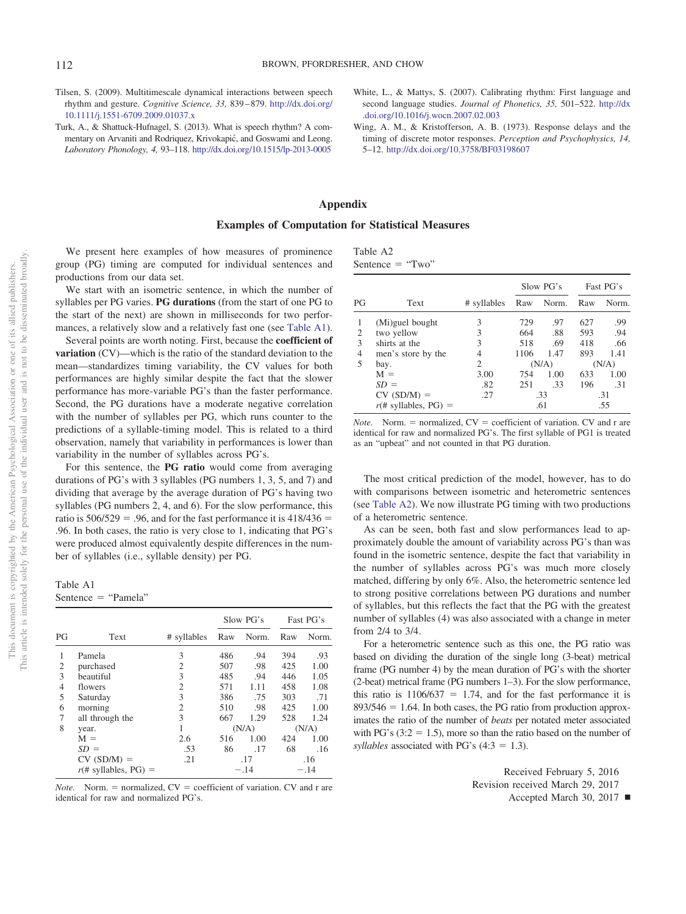Tilsen, S. (2009). Multitimescale dynamical interactions between speech rhythm and gesture. *Cognitive Science, 33,* 839–879. http://dx.doi.org/10.1111/j.1551-6709.2009.01037.x

Turk, A., & Shattuck-Hufnagel, S. (2013). What is speech rhythm? A commentary on Arvaniti and Rodriquez, Krivokapić, and Goswami and Leong. *Laboratory Phonology, 4,* 93–118. http://dx.doi.org/10.1515/lp-2013-0005

White, L., & Mattys, S. (2007). Calibrating rhythm: First language and second language studies. *Journal of Phonetics, 35,* 501–522. http://dx.doi.org/10.1016/j.wocn.2007.02.003

Wing, A. M., & Kristofferson, A. B. (1973). Response delays and the timing of discrete motor responses. *Perception and Psychophysics, 14,* 5–12. http://dx.doi.org/10.3758/BF03198607

# Appendix

## Examples of Computation for Statistical Measures

We present here examples of how measures of prominence group (PG) timing are computed for individual sentences and productions from our data set.

We start with an isometric sentence, in which the number of syllables per PG varies. **PG durations** (from the start of one PG to the start of the next) are shown in milliseconds for two performances, a relatively slow and a relatively fast one (see Table A1).

Several points are worth noting. First, because the **coefficient of variation** (CV)—which is the ratio of the standard deviation to the mean—standardizes timing variability, the CV values for both performances are highly similar despite the fact that the slower performance has more-variable PG's than the faster performance. Second, the PG durations have a moderate negative correlation with the number of syllables per PG, which runs counter to the predictions of a syllable-timing model. This is related to a third observation, namely that variability in performances is lower than variability in the number of syllables across PG's.

For this sentence, the **PG ratio** would come from averaging durations of PG's with 3 syllables (PG numbers 1, 3, 5, and 7) and dividing that average by the average duration of PG's having two syllables (PG numbers 2, 4, and 6). For the slow performance, this ratio is 506/529 = .96, and for the fast performance it is 418/436 = .96. In both cases, the ratio is very close to 1, indicating that PG's were produced almost equivalently despite differences in the number of syllables (i.e., syllable density) per PG.

Table A1
Sentence = "Pamela"

| PG | Text | # syllables | Slow PG's | | Fast PG's | |
|---|---|---|---|---|---|---|
| | | | Raw | Norm. | Raw | Norm. |
| 1 | Pamela | 3 | 486 | .94 | 394 | .93 |
| 2 | purchased | 2 | 507 | .98 | 425 | 1.00 |
| 3 | beautiful | 3 | 485 | .94 | 446 | 1.05 |
| 4 | flowers | 2 | 571 | 1.11 | 458 | 1.08 |
| 5 | Saturday | 3 | 386 | .75 | 303 | .71 |
| 6 | morning | 2 | 510 | .98 | 425 | 1.00 |
| 7 | all through the | 3 | 667 | 1.29 | 528 | 1.24 |
| 8 | year. | 1 | (N/A) | | (N/A) | |
| | M = | 2.6 | 516 | 1.00 | 424 | 1.00 |
| | *SD* = | .53 | 86 | .17 | 68 | .16 |
| | CV (SD/M) = | .21 | .17 | | .16 | |
| | *r*(# syllables, PG) = | | −.14 | | −.14 | |

*Note.* Norm. = normalized, CV = coefficient of variation. CV and r are identical for raw and normalized PG's.

Table A2
Sentence = "Two"

| PG | Text | # syllables | Slow PG's | | Fast PG's | |
|---|---|---|---|---|---|---|
| | | | Raw | Norm. | Raw | Norm. |
| 1 | (Mi)guel bought | 3 | 729 | .97 | 627 | .99 |
| 2 | two yellow | 3 | 664 | .88 | 593 | .94 |
| 3 | shirts at the | 3 | 518 | .69 | 418 | .66 |
| 4 | men's store by the | 4 | 1106 | 1.47 | 893 | 1.41 |
| 5 | bay. | 2 | (N/A) | | (N/A) | |
| | M = | 3.00 | 754 | 1.00 | 633 | 1.00 |
| | *SD* = | .82 | 251 | .33 | 196 | .31 |
| | CV (SD/M) = | .27 | .33 | | .31 | |
| | *r*(# syllables, PG) = | | .61 | | .55 | |

*Note.* Norm. = normalized, CV = coefficient of variation. CV and r are identical for raw and normalized PG's. The first syllable of PG1 is treated as an "upbeat" and not counted in that PG duration.

The most critical prediction of the model, however, has to do with comparisons between isometric and heterometric sentences (see Table A2). We now illustrate PG timing with two productions of a heterometric sentence.

As can be seen, both fast and slow performances lead to approximately double the amount of variability across PG's than was found in the isometric sentence, despite the fact that variability in the number of syllables across PG's was much more closely matched, differing by only 6%. Also, the heterometric sentence led to strong positive correlations between PG durations and number of syllables, but this reflects the fact that the PG with the greatest number of syllables (4) was also associated with a change in meter from 2/4 to 3/4.

For a heterometric sentence such as this one, the PG ratio was based on dividing the duration of the single long (3-beat) metrical frame (PG number 4) by the mean duration of PG's with the shorter (2-beat) metrical frame (PG numbers 1–3). For the slow performance, this ratio is 1106/637 = 1.74, and for the fast performance it is 893/546 = 1.64. In both cases, the PG ratio from production approximates the ratio of the number of *beats* per notated meter associated with PG's (3:2 = 1.5), more so than the ratio based on the number of *syllables* associated with PG's (4:3 = 1.3).

Received February 5, 2016
Revision received March 29, 2017
Accepted March 30, 2017 ■